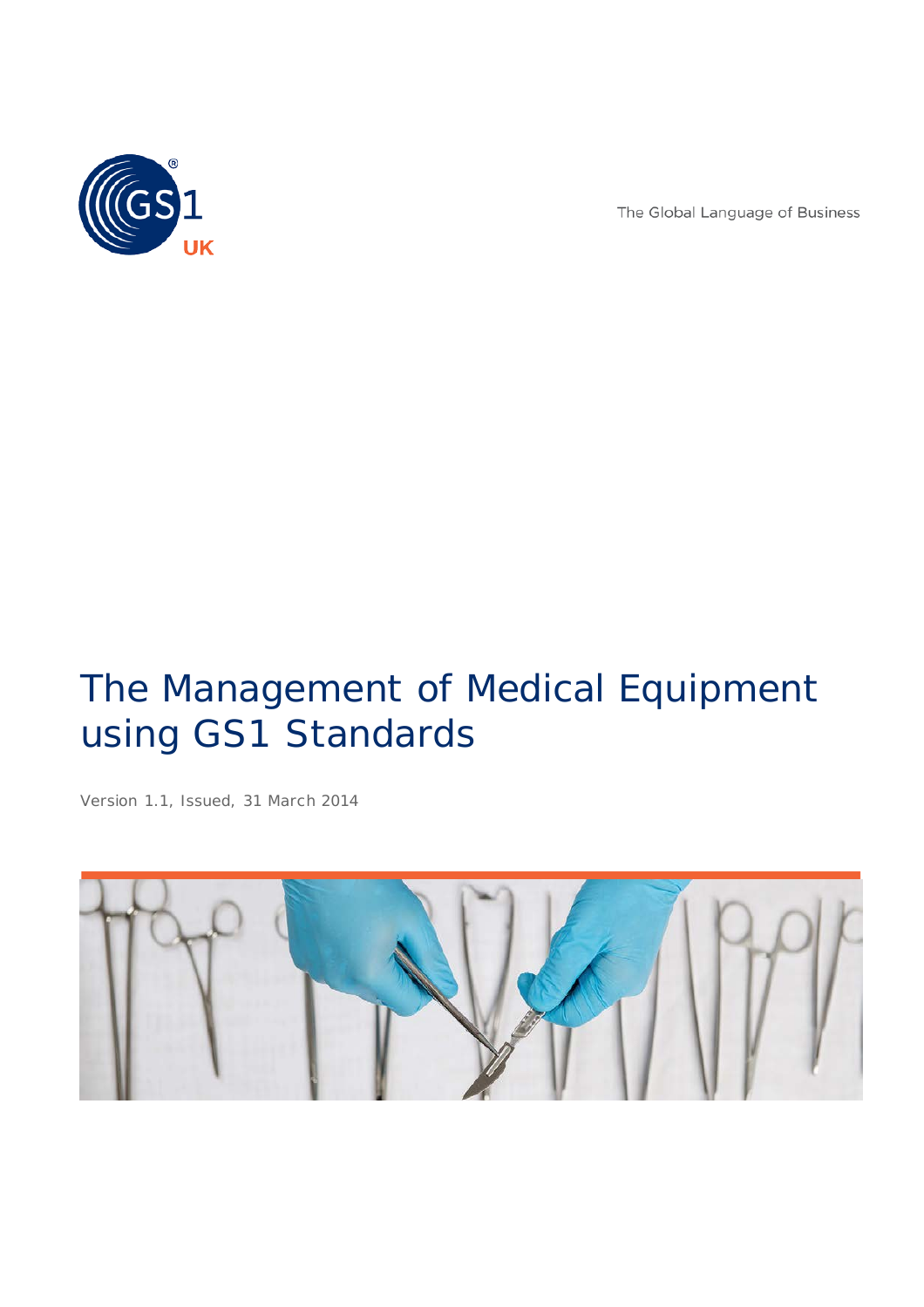The Global Language of Business

# The Management of Medical Equipment using GS1 Standards

Version 1.1, Issued, 31 March 2014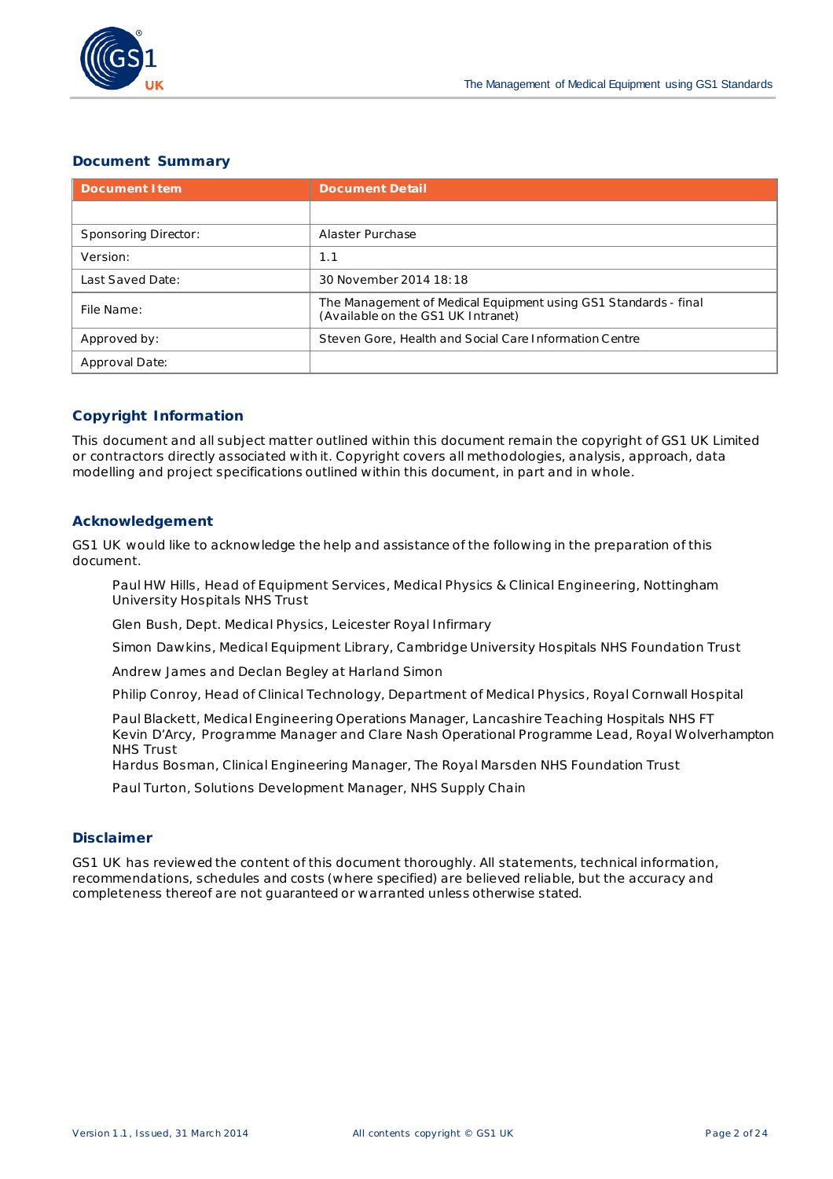## Document Summary

| Document Item | Document Detail |
|---|---|
| | |
| Sponsoring Director: | Alaster Purchase |
| Version: | 1.1 |
| Last Saved Date: | 30 November 2014 18:18 |
| File Name: | The Management of Medical Equipment using GS1 Standards - final (Available on the GS1 UK Intranet) |
| Approved by: | Steven Gore, Health and Social Care Information Centre |
| Approval Date: | |

## Copyright Information

This document and all subject matter outlined within this document remain the copyright of GS1 UK Limited or contractors directly associated with it. Copyright covers all methodologies, analysis, approach, data modelling and project specifications outlined within this document, in part and in whole.

## Acknowledgement

GS1 UK would like to acknowledge the help and assistance of the following in the preparation of this document.

Paul HW Hills, Head of Equipment Services, Medical Physics & Clinical Engineering, Nottingham University Hospitals NHS Trust

Glen Bush, Dept. Medical Physics, Leicester Royal Infirmary

Simon Dawkins, Medical Equipment Library, Cambridge University Hospitals NHS Foundation Trust

Andrew James and Declan Begley at Harland Simon

Philip Conroy, Head of Clinical Technology, Department of Medical Physics, Royal Cornwall Hospital

Paul Blackett, Medical Engineering Operations Manager, Lancashire Teaching Hospitals NHS FT
Kevin D'Arcy, Programme Manager and Clare Nash Operational Programme Lead, Royal Wolverhampton NHS Trust
Hardus Bosman, Clinical Engineering Manager, The Royal Marsden NHS Foundation Trust

Paul Turton, Solutions Development Manager, NHS Supply Chain

## Disclaimer

GS1 UK has reviewed the content of this document thoroughly. All statements, technical information, recommendations, schedules and costs (where specified) are believed reliable, but the accuracy and completeness thereof are not guaranteed or warranted unless otherwise stated.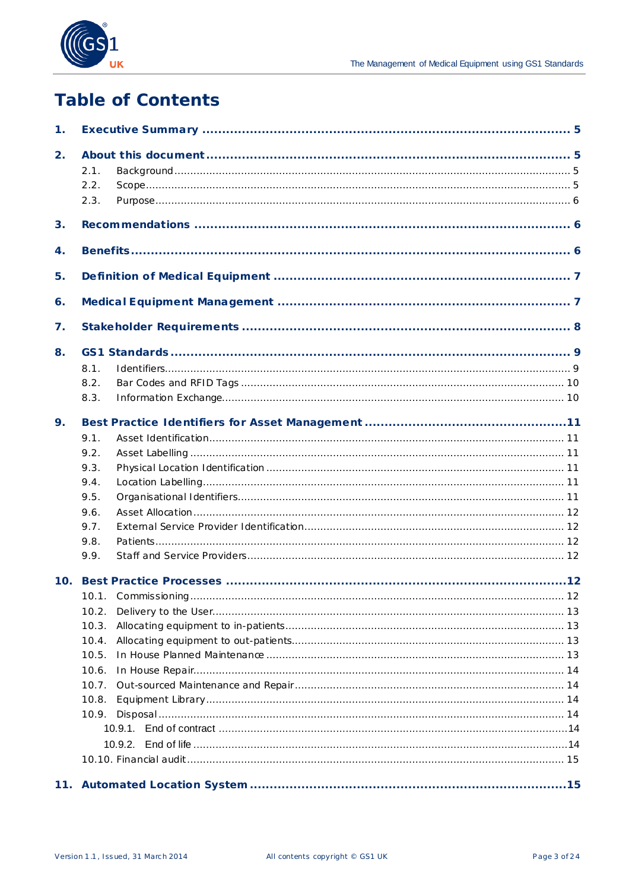# Table of Contents

**1. Executive Summary ..... 5**

**2. About this document ..... 5**

- 2.1. Background ..... 5
- 2.2. Scope ..... 5
- 2.3. Purpose ..... 6

**3. Recommendations ..... 6**

**4. Benefits ..... 6**

**5. Definition of Medical Equipment ..... 7**

**6. Medical Equipment Management ..... 7**

**7. Stakeholder Requirements ..... 8**

**8. GS1 Standards ..... 9**

- 8.1. Identifiers ..... 9
- 8.2. Bar Codes and RFID Tags ..... 10
- 8.3. Information Exchange ..... 10

**9. Best Practice Identifiers for Asset Management ..... 11**

- 9.1. Asset Identification ..... 11
- 9.2. Asset Labelling ..... 11
- 9.3. Physical Location Identification ..... 11
- 9.4. Location Labelling ..... 11
- 9.5. Organisational Identifiers ..... 11
- 9.6. Asset Allocation ..... 12
- 9.7. External Service Provider Identification ..... 12
- 9.8. Patients ..... 12
- 9.9. Staff and Service Providers ..... 12

**10. Best Practice Processes ..... 12**

- 10.1. Commissioning ..... 12
- 10.2. Delivery to the User ..... 13
- 10.3. Allocating equipment to in-patients ..... 13
- 10.4. Allocating equipment to out-patients ..... 13
- 10.5. In House Planned Maintenance ..... 13
- 10.6. In House Repair ..... 14
- 10.7. Out-sourced Maintenance and Repair ..... 14
- 10.8. Equipment Library ..... 14
- 10.9. Disposal ..... 14
  - 10.9.1. End of contract ..... 14
  - 10.9.2. End of life ..... 14
- 10.10. Financial audit ..... 15

**11. Automated Location System ..... 15**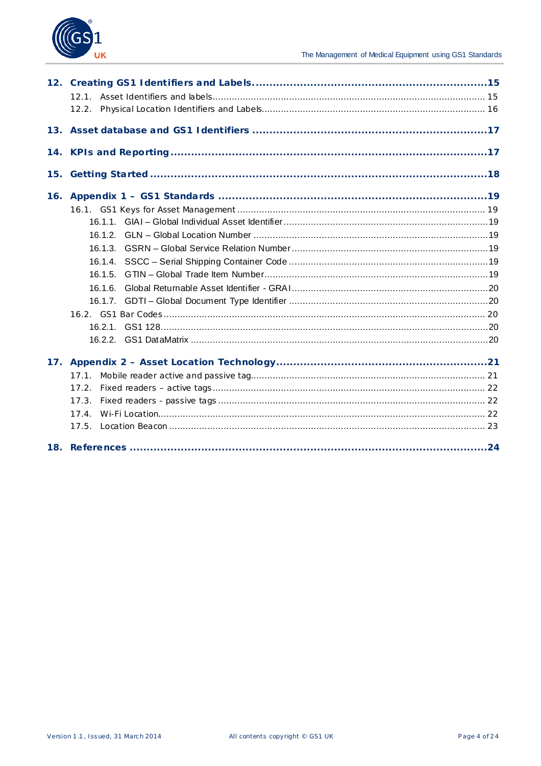- **12. Creating GS1 Identifiers and Labels .... 15**
  - 12.1. Asset Identifiers and labels .... 15
  - 12.2. Physical Location Identifiers and Labels .... 16
- **13. Asset database and GS1 Identifiers .... 17**
- **14. KPIs and Reporting .... 17**
- **15. Getting Started .... 18**
- **16. Appendix 1 – GS1 Standards .... 19**
  - 16.1. GS1 Keys for Asset Management .... 19
    - 16.1.1. GIAI – Global Individual Asset Identifier .... 19
    - 16.1.2. GLN – Global Location Number .... 19
    - 16.1.3. GSRN – Global Service Relation Number .... 19
    - 16.1.4. SSCC – Serial Shipping Container Code .... 19
    - 16.1.5. GTIN – Global Trade Item Number .... 19
    - 16.1.6. Global Returnable Asset Identifier - GRAI .... 20
    - 16.1.7. GDTI – Global Document Type Identifier .... 20
  - 16.2. GS1 Bar Codes .... 20
    - 16.2.1. GS1 128 .... 20
    - 16.2.2. GS1 DataMatrix .... 20
- **17. Appendix 2 – Asset Location Technology .... 21**
  - 17.1. Mobile reader active and passive tag .... 21
  - 17.2. Fixed readers – active tags .... 22
  - 17.3. Fixed readers - passive tags .... 22
  - 17.4. Wi-Fi Location .... 22
  - 17.5. Location Beacon .... 23
- **18. References .... 24**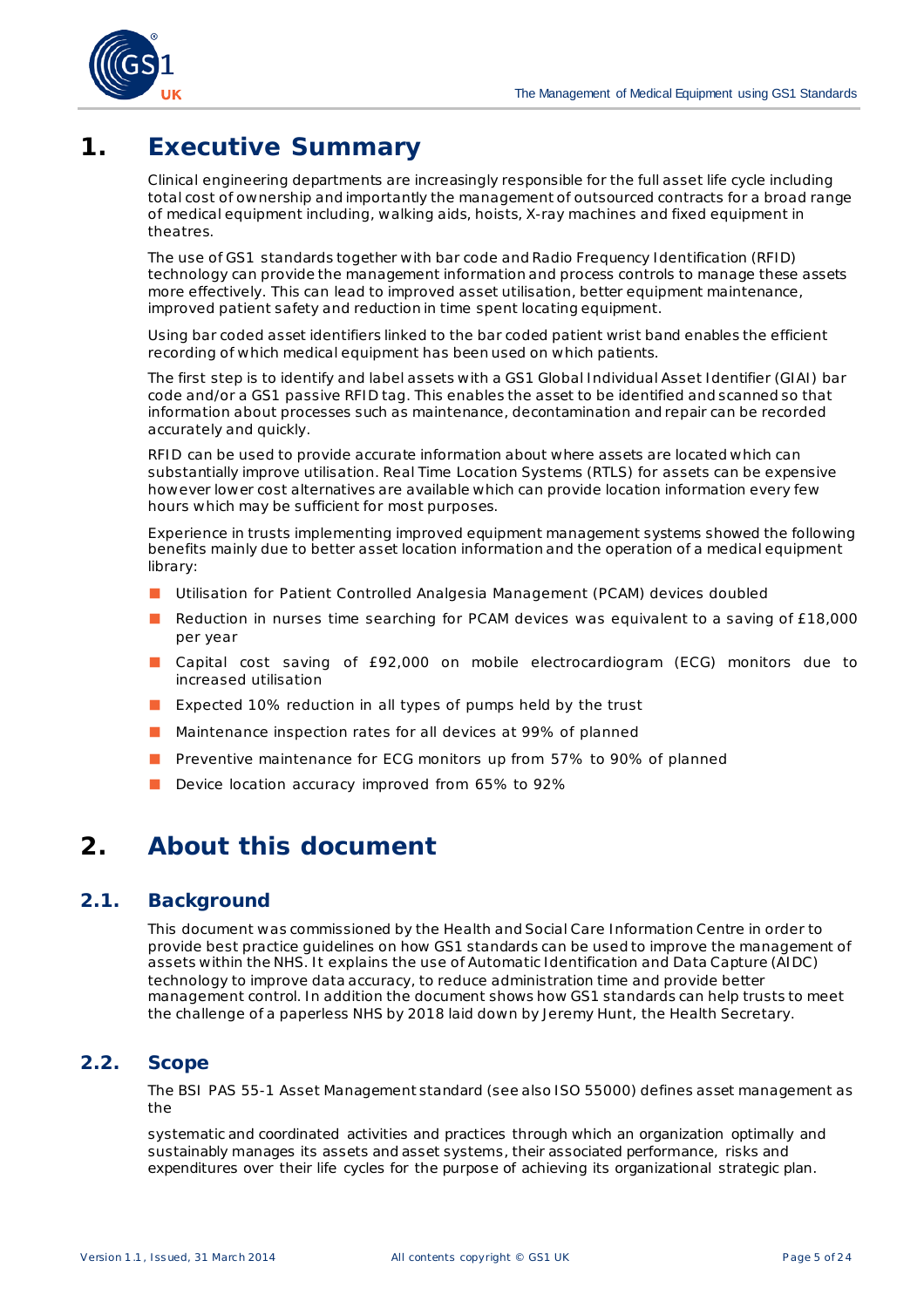# 1. Executive Summary

Clinical engineering departments are increasingly responsible for the full asset life cycle including total cost of ownership and importantly the management of outsourced contracts for a broad range of medical equipment including, walking aids, hoists, X-ray machines and fixed equipment in theatres.

The use of GS1 standards together with bar code and Radio Frequency Identification (RFID) technology can provide the management information and process controls to manage these assets more effectively. This can lead to improved asset utilisation, better equipment maintenance, improved patient safety and reduction in time spent locating equipment.

Using bar coded asset identifiers linked to the bar coded patient wrist band enables the efficient recording of which medical equipment has been used on which patients.

The first step is to identify and label assets with a GS1 Global Individual Asset Identifier (GIAI) bar code and/or a GS1 passive RFID tag. This enables the asset to be identified and scanned so that information about processes such as maintenance, decontamination and repair can be recorded accurately and quickly.

RFID can be used to provide accurate information about where assets are located which can substantially improve utilisation. Real Time Location Systems (RTLS) for assets can be expensive however lower cost alternatives are available which can provide location information every few hours which may be sufficient for most purposes.

Experience in trusts implementing improved equipment management systems showed the following benefits mainly due to better asset location information and the operation of a medical equipment library:

- Utilisation for Patient Controlled Analgesia Management (PCAM) devices doubled
- Reduction in nurses time searching for PCAM devices was equivalent to a saving of £18,000 per year
- Capital cost saving of £92,000 on mobile electrocardiogram (ECG) monitors due to increased utilisation
- Expected 10% reduction in all types of pumps held by the trust
- Maintenance inspection rates for all devices at 99% of planned
- Preventive maintenance for ECG monitors up from 57% to 90% of planned
- Device location accuracy improved from 65% to 92%

# 2. About this document

## 2.1. Background

This document was commissioned by the Health and Social Care Information Centre in order to provide best practice guidelines on how GS1 standards can be used to improve the management of assets within the NHS. It explains the use of Automatic Identification and Data Capture (AIDC) technology to improve data accuracy, to reduce administration time and provide better management control. In addition the document shows how GS1 standards can help trusts to meet the challenge of a paperless NHS by 2018 laid down by Jeremy Hunt, the Health Secretary.

## 2.2. Scope

The BSI PAS 55-1 Asset Management standard (see also ISO 55000) defines asset management as the

systematic and coordinated activities and practices through which an organization optimally and sustainably manages its assets and asset systems, their associated performance, risks and expenditures over their life cycles for the purpose of achieving its organizational strategic plan.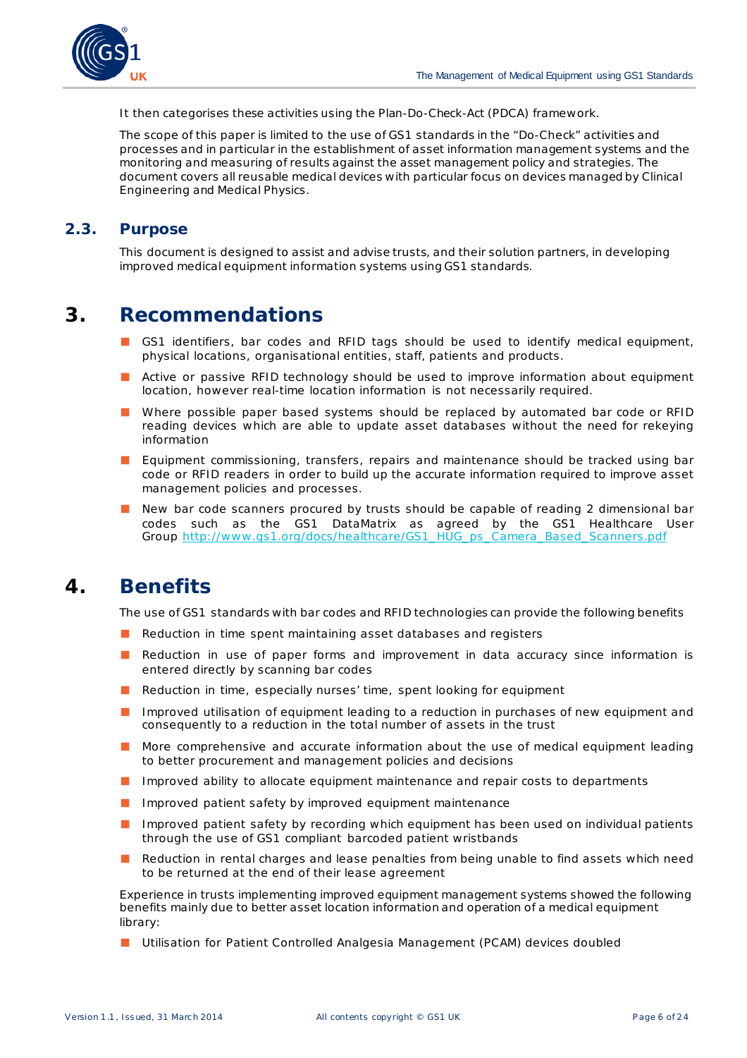It then categorises these activities using the Plan-Do-Check-Act (PDCA) framework.

The scope of this paper is limited to the use of GS1 standards in the "Do-Check" activities and processes and in particular in the establishment of asset information management systems and the monitoring and measuring of results against the asset management policy and strategies. The document covers all reusable medical devices with particular focus on devices managed by Clinical Engineering and Medical Physics.

## 2.3. Purpose

This document is designed to assist and advise trusts, and their solution partners, in developing improved medical equipment information systems using GS1 standards.

# 3. Recommendations

- GS1 identifiers, bar codes and RFID tags should be used to identify medical equipment, physical locations, organisational entities, staff, patients and products.
- Active or passive RFID technology should be used to improve information about equipment location, however real-time location information is not necessarily required.
- Where possible paper based systems should be replaced by automated bar code or RFID reading devices which are able to update asset databases without the need for rekeying information
- Equipment commissioning, transfers, repairs and maintenance should be tracked using bar code or RFID readers in order to build up the accurate information required to improve asset management policies and processes.
- New bar code scanners procured by trusts should be capable of reading 2 dimensional bar codes such as the GS1 DataMatrix as agreed by the GS1 Healthcare User Group http://www.gs1.org/docs/healthcare/GS1_HUG_ps_Camera_Based_Scanners.pdf

# 4. Benefits

The use of GS1 standards with bar codes and RFID technologies can provide the following benefits

- Reduction in time spent maintaining asset databases and registers
- Reduction in use of paper forms and improvement in data accuracy since information is entered directly by scanning bar codes
- Reduction in time, especially nurses' time, spent looking for equipment
- Improved utilisation of equipment leading to a reduction in purchases of new equipment and consequently to a reduction in the total number of assets in the trust
- More comprehensive and accurate information about the use of medical equipment leading to better procurement and management policies and decisions
- Improved ability to allocate equipment maintenance and repair costs to departments
- Improved patient safety by improved equipment maintenance
- Improved patient safety by recording which equipment has been used on individual patients through the use of GS1 compliant barcoded patient wristbands
- Reduction in rental charges and lease penalties from being unable to find assets which need to be returned at the end of their lease agreement

Experience in trusts implementing improved equipment management systems showed the following benefits mainly due to better asset location information and operation of a medical equipment library:

- Utilisation for Patient Controlled Analgesia Management (PCAM) devices doubled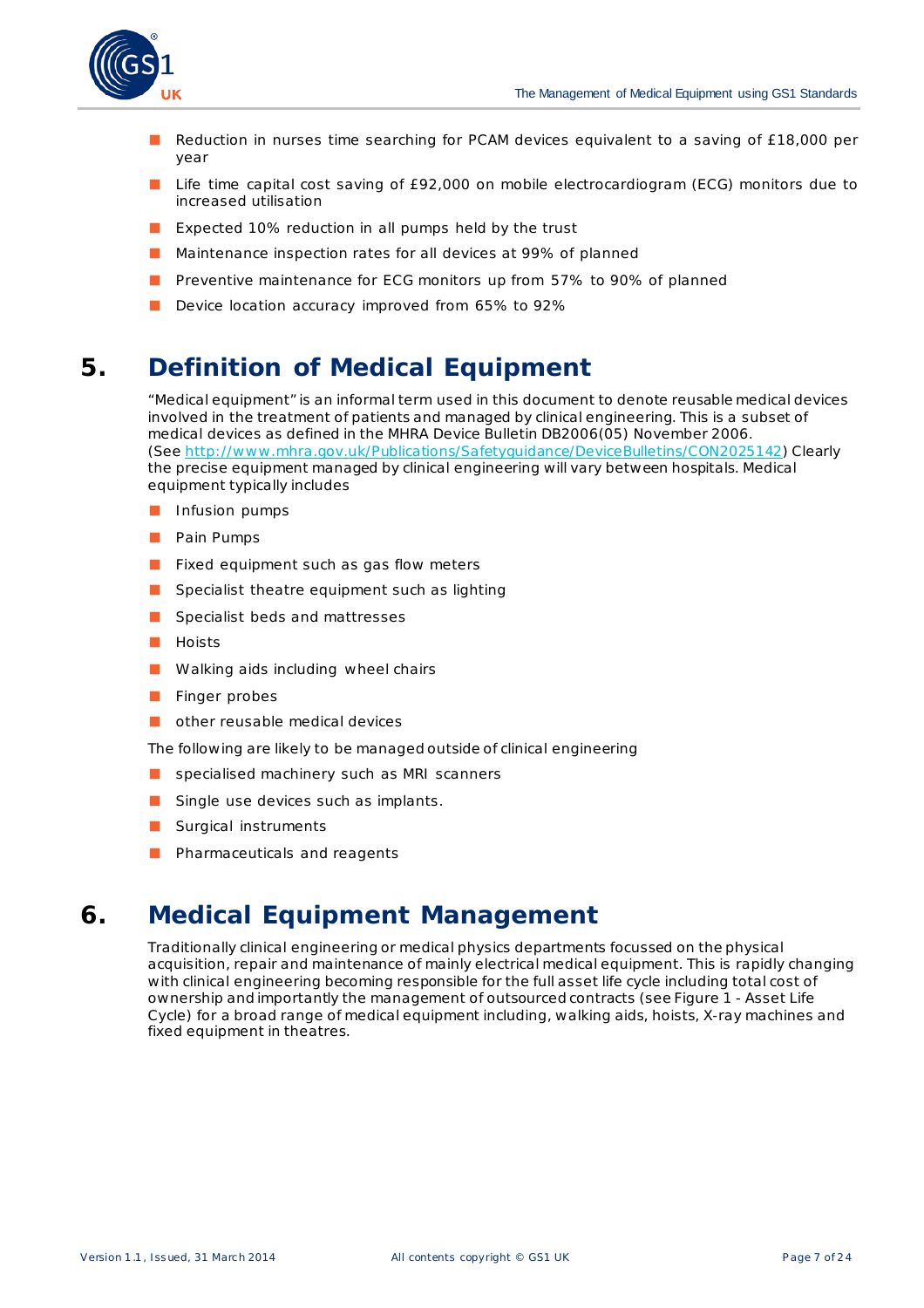- Reduction in nurses time searching for PCAM devices equivalent to a saving of £18,000 per year
- Life time capital cost saving of £92,000 on mobile electrocardiogram (ECG) monitors due to increased utilisation
- Expected 10% reduction in all pumps held by the trust
- Maintenance inspection rates for all devices at 99% of planned
- Preventive maintenance for ECG monitors up from 57% to 90% of planned
- Device location accuracy improved from 65% to 92%

# 5. Definition of Medical Equipment

"Medical equipment" is an informal term used in this document to denote reusable medical devices involved in the treatment of patients and managed by clinical engineering. This is a subset of medical devices as defined in the MHRA Device Bulletin DB2006(05) November 2006. (See http://www.mhra.gov.uk/Publications/Safetyguidance/DeviceBulletins/CON2025142) Clearly the precise equipment managed by clinical engineering will vary between hospitals. Medical equipment typically includes

- Infusion pumps
- Pain Pumps
- Fixed equipment such as gas flow meters
- Specialist theatre equipment such as lighting
- Specialist beds and mattresses
- Hoists
- Walking aids including wheel chairs
- Finger probes
- other reusable medical devices

The following are likely to be managed outside of clinical engineering

- specialised machinery such as MRI scanners
- Single use devices such as implants.
- Surgical instruments
- Pharmaceuticals and reagents

# 6. Medical Equipment Management

Traditionally clinical engineering or medical physics departments focussed on the physical acquisition, repair and maintenance of mainly electrical medical equipment. This is rapidly changing with clinical engineering becoming responsible for the full asset life cycle including total cost of ownership and importantly the management of outsourced contracts (see Figure 1 - Asset Life Cycle) for a broad range of medical equipment including, walking aids, hoists, X-ray machines and fixed equipment in theatres.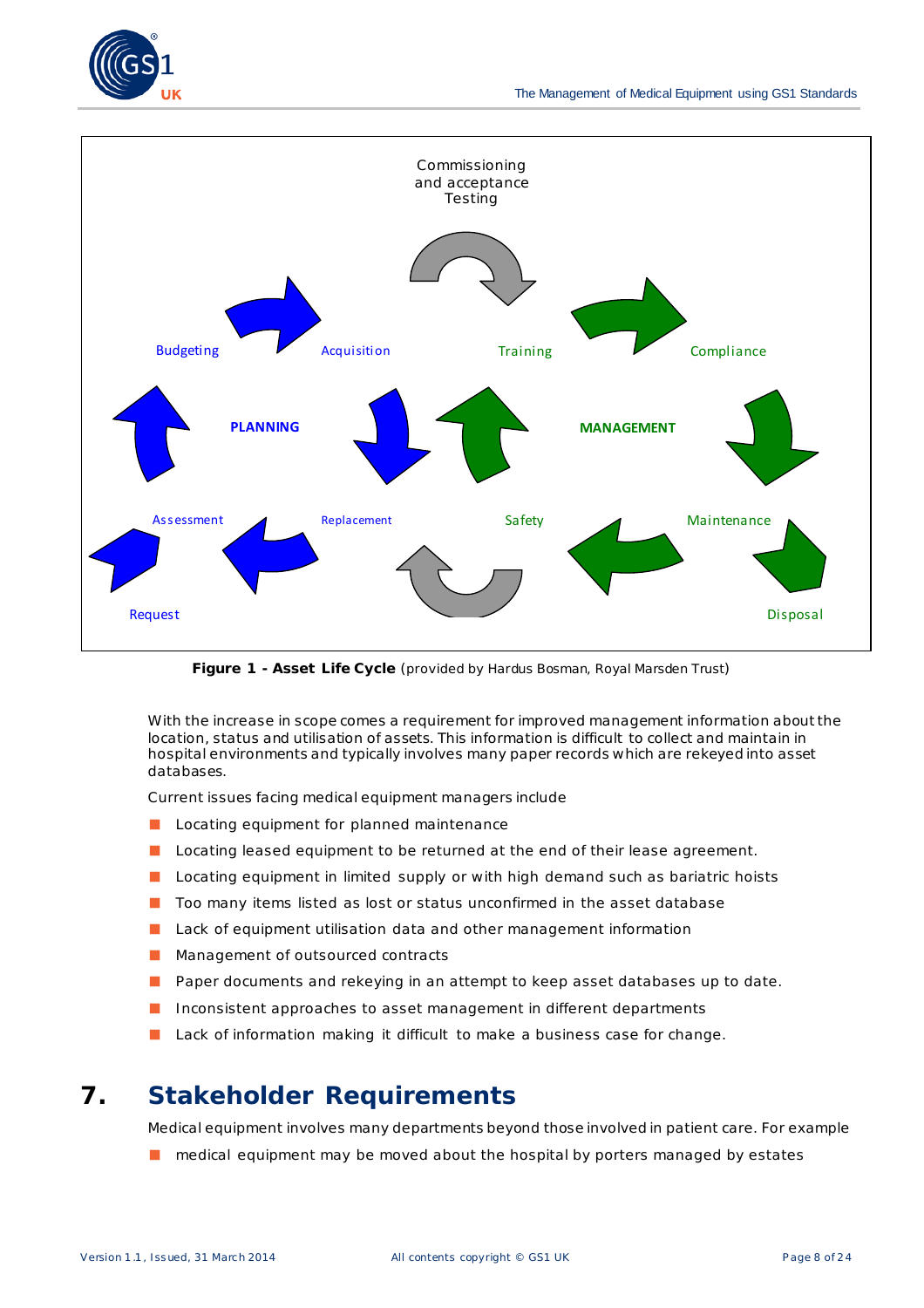Commissioning and acceptance Testing

Budgeting

Acquisition

Training

Compliance

**PLANNING**

**MANAGEMENT**

Assessment

Replacement

Safety

Maintenance

Request

Disposal

**Figure 1 - Asset Life Cycle** (provided by Hardus Bosman, Royal Marsden Trust)

With the increase in scope comes a requirement for improved management information about the location, status and utilisation of assets. This information is difficult to collect and maintain in hospital environments and typically involves many paper records which are rekeyed into asset databases.

Current issues facing medical equipment managers include

- Locating equipment for planned maintenance
- Locating leased equipment to be returned at the end of their lease agreement.
- Locating equipment in limited supply or with high demand such as bariatric hoists
- Too many items listed as lost or status unconfirmed in the asset database
- Lack of equipment utilisation data and other management information
- Management of outsourced contracts
- Paper documents and rekeying in an attempt to keep asset databases up to date.
- Inconsistent approaches to asset management in different departments
- Lack of information making it difficult to make a business case for change.

# 7. Stakeholder Requirements

Medical equipment involves many departments beyond those involved in patient care. For example

- medical equipment may be moved about the hospital by porters managed by estates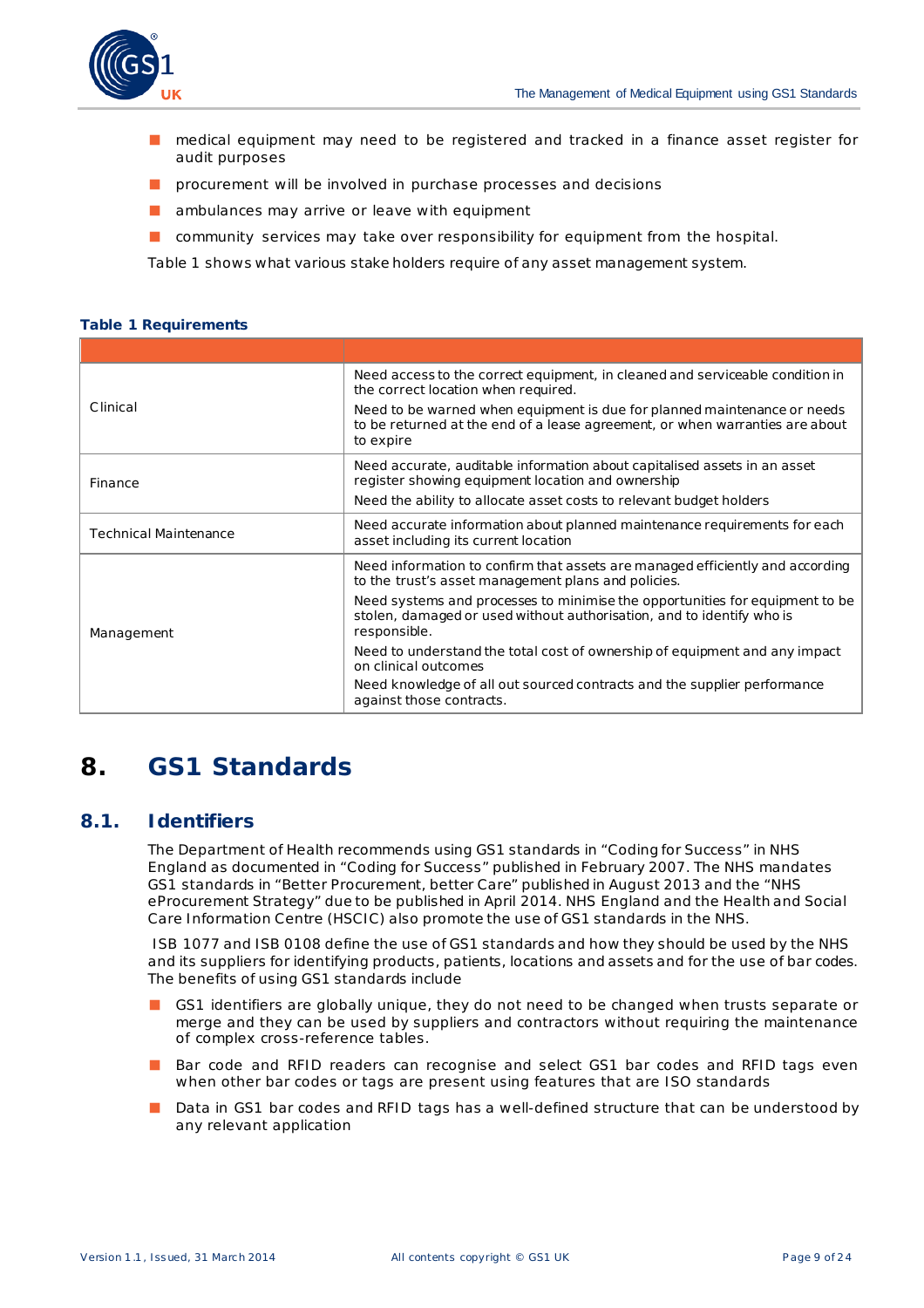- medical equipment may need to be registered and tracked in a finance asset register for audit purposes
- procurement will be involved in purchase processes and decisions
- ambulances may arrive or leave with equipment
- community services may take over responsibility for equipment from the hospital.

Table 1 shows what various stake holders require of any asset management system.

**Table 1 Requirements**

| | |
|---|---|
| Clinical | Need access to the correct equipment, in cleaned and serviceable condition in the correct location when required.<br>Need to be warned when equipment is due for planned maintenance or needs to be returned at the end of a lease agreement, or when warranties are about to expire |
| Finance | Need accurate, auditable information about capitalised assets in an asset register showing equipment location and ownership<br>Need the ability to allocate asset costs to relevant budget holders |
| Technical Maintenance | Need accurate information about planned maintenance requirements for each asset including its current location |
| Management | Need information to confirm that assets are managed efficiently and according to the trust's asset management plans and policies.<br>Need systems and processes to minimise the opportunities for equipment to be stolen, damaged or used without authorisation, and to identify who is responsible.<br>Need to understand the total cost of ownership of equipment and any impact on clinical outcomes<br>Need knowledge of all out sourced contracts and the supplier performance against those contracts. |

# 8. GS1 Standards

## 8.1. Identifiers

The Department of Health recommends using GS1 standards in "Coding for Success" in NHS England as documented in "Coding for Success" published in February 2007. The NHS mandates GS1 standards in "Better Procurement, better Care" published in August 2013 and the "NHS eProcurement Strategy" due to be published in April 2014. NHS England and the Health and Social Care Information Centre (HSCIC) also promote the use of GS1 standards in the NHS.

ISB 1077 and ISB 0108 define the use of GS1 standards and how they should be used by the NHS and its suppliers for identifying products, patients, locations and assets and for the use of bar codes. The benefits of using GS1 standards include

- GS1 identifiers are globally unique, they do not need to be changed when trusts separate or merge and they can be used by suppliers and contractors without requiring the maintenance of complex cross-reference tables.
- Bar code and RFID readers can recognise and select GS1 bar codes and RFID tags even when other bar codes or tags are present using features that are ISO standards
- Data in GS1 bar codes and RFID tags has a well-defined structure that can be understood by any relevant application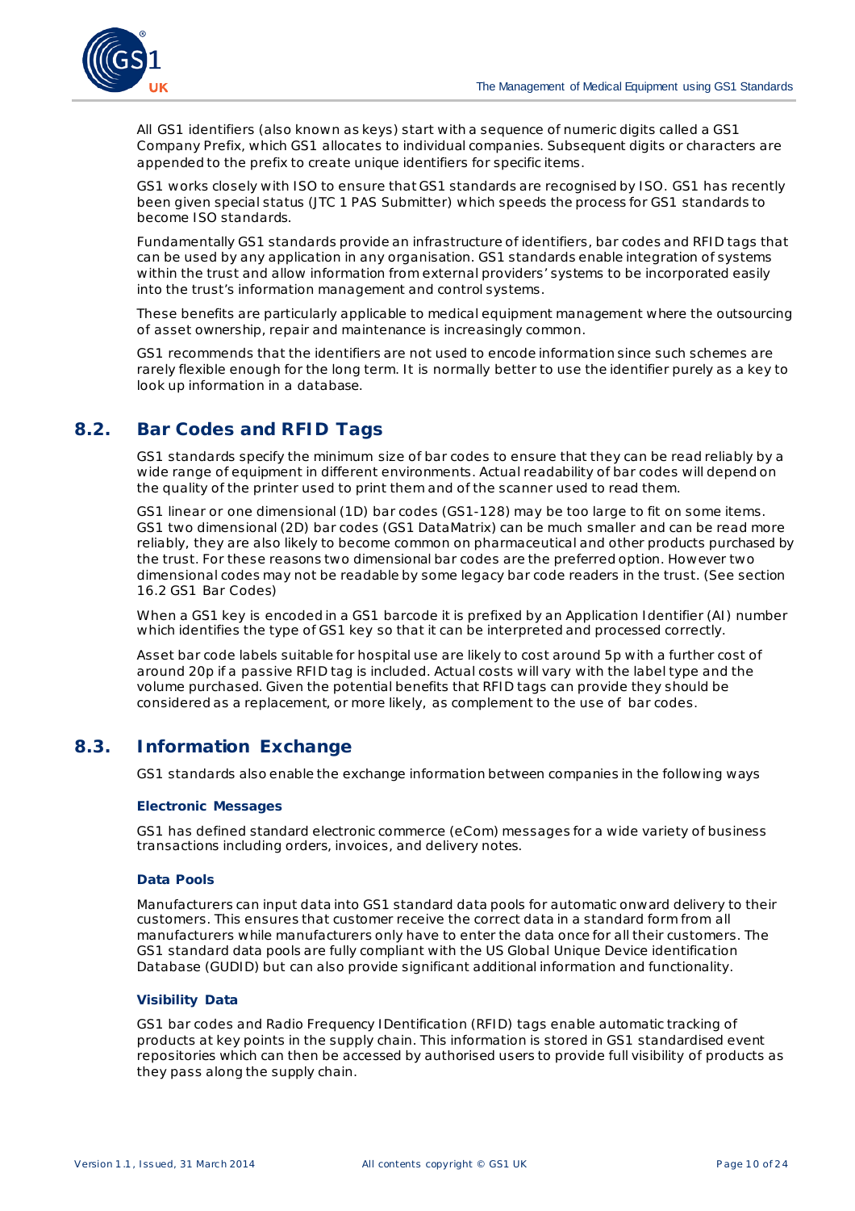All GS1 identifiers (also known as keys) start with a sequence of numeric digits called a GS1 Company Prefix, which GS1 allocates to individual companies. Subsequent digits or characters are appended to the prefix to create unique identifiers for specific items.

GS1 works closely with ISO to ensure that GS1 standards are recognised by ISO. GS1 has recently been given special status (JTC 1 PAS Submitter) which speeds the process for GS1 standards to become ISO standards.

Fundamentally GS1 standards provide an infrastructure of identifiers, bar codes and RFID tags that can be used by any application in any organisation. GS1 standards enable integration of systems within the trust and allow information from external providers' systems to be incorporated easily into the trust's information management and control systems.

These benefits are particularly applicable to medical equipment management where the outsourcing of asset ownership, repair and maintenance is increasingly common.

GS1 recommends that the identifiers are not used to encode information since such schemes are rarely flexible enough for the long term. It is normally better to use the identifier purely as a key to look up information in a database.

## 8.2. Bar Codes and RFID Tags

GS1 standards specify the minimum size of bar codes to ensure that they can be read reliably by a wide range of equipment in different environments. Actual readability of bar codes will depend on the quality of the printer used to print them and of the scanner used to read them.

GS1 linear or one dimensional (1D) bar codes (GS1-128) may be too large to fit on some items. GS1 two dimensional (2D) bar codes (GS1 DataMatrix) can be much smaller and can be read more reliably, they are also likely to become common on pharmaceutical and other products purchased by the trust. For these reasons two dimensional bar codes are the preferred option. However two dimensional codes may not be readable by some legacy bar code readers in the trust. (See section 16.2 GS1 Bar Codes)

When a GS1 key is encoded in a GS1 barcode it is prefixed by an Application Identifier (AI) number which identifies the type of GS1 key so that it can be interpreted and processed correctly.

Asset bar code labels suitable for hospital use are likely to cost around 5p with a further cost of around 20p if a passive RFID tag is included. Actual costs will vary with the label type and the volume purchased. Given the potential benefits that RFID tags can provide they should be considered as a replacement, or more likely, as complement to the use of bar codes.

## 8.3. Information Exchange

GS1 standards also enable the exchange information between companies in the following ways

#### Electronic Messages

GS1 has defined standard electronic commerce (eCom) messages for a wide variety of business transactions including orders, invoices, and delivery notes.

#### Data Pools

Manufacturers can input data into GS1 standard data pools for automatic onward delivery to their customers. This ensures that customer receive the correct data in a standard form from all manufacturers while manufacturers only have to enter the data once for all their customers. The GS1 standard data pools are fully compliant with the US Global Unique Device identification Database (GUDID) but can also provide significant additional information and functionality.

#### Visibility Data

GS1 bar codes and Radio Frequency IDentification (RFID) tags enable automatic tracking of products at key points in the supply chain. This information is stored in GS1 standardised event repositories which can then be accessed by authorised users to provide full visibility of products as they pass along the supply chain.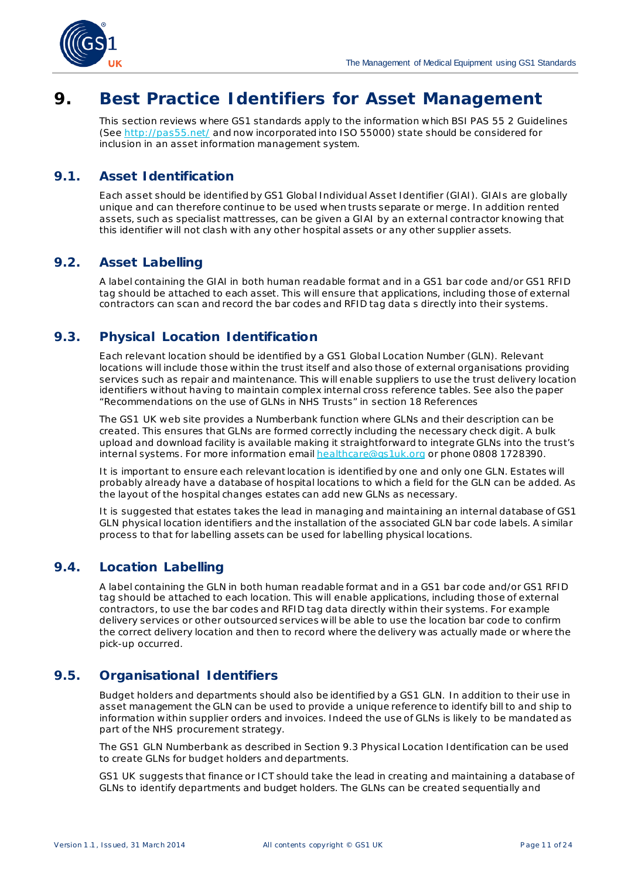# 9. Best Practice Identifiers for Asset Management

This section reviews where GS1 standards apply to the information which BSI PAS 55 2 Guidelines (See http://pas55.net/ and now incorporated into ISO 55000) state should be considered for inclusion in an asset information management system.

## 9.1. Asset Identification

Each asset should be identified by GS1 Global Individual Asset Identifier (GIAI). GIAIs are globally unique and can therefore continue to be used when trusts separate or merge. In addition rented assets, such as specialist mattresses, can be given a GIAI by an external contractor knowing that this identifier will not clash with any other hospital assets or any other supplier assets.

## 9.2. Asset Labelling

A label containing the GIAI in both human readable format and in a GS1 bar code and/or GS1 RFID tag should be attached to each asset. This will ensure that applications, including those of external contractors can scan and record the bar codes and RFID tag data s directly into their systems.

## 9.3. Physical Location Identification

Each relevant location should be identified by a GS1 Global Location Number (GLN). Relevant locations will include those within the trust itself and also those of external organisations providing services such as repair and maintenance. This will enable suppliers to use the trust delivery location identifiers without having to maintain complex internal cross reference tables. See also the paper "Recommendations on the use of GLNs in NHS Trusts" in section 18 References

The GS1 UK web site provides a Numberbank function where GLNs and their description can be created. This ensures that GLNs are formed correctly including the necessary check digit. A bulk upload and download facility is available making it straightforward to integrate GLNs into the trust's internal systems. For more information email healthcare@gs1uk.org or phone 0808 1728390.

It is important to ensure each relevant location is identified by one and only one GLN. Estates will probably already have a database of hospital locations to which a field for the GLN can be added. As the layout of the hospital changes estates can add new GLNs as necessary.

It is suggested that estates takes the lead in managing and maintaining an internal database of GS1 GLN physical location identifiers and the installation of the associated GLN bar code labels. A similar process to that for labelling assets can be used for labelling physical locations.

## 9.4. Location Labelling

A label containing the GLN in both human readable format and in a GS1 bar code and/or GS1 RFID tag should be attached to each location. This will enable applications, including those of external contractors, to use the bar codes and RFID tag data directly within their systems. For example delivery services or other outsourced services will be able to use the location bar code to confirm the correct delivery location and then to record where the delivery was actually made or where the pick-up occurred.

## 9.5. Organisational Identifiers

Budget holders and departments should also be identified by a GS1 GLN. In addition to their use in asset management the GLN can be used to provide a unique reference to identify bill to and ship to information within supplier orders and invoices. Indeed the use of GLNs is likely to be mandated as part of the NHS procurement strategy.

The GS1 GLN Numberbank as described in Section 9.3 Physical Location Identification can be used to create GLNs for budget holders and departments.

GS1 UK suggests that finance or ICT should take the lead in creating and maintaining a database of GLNs to identify departments and budget holders. The GLNs can be created sequentially and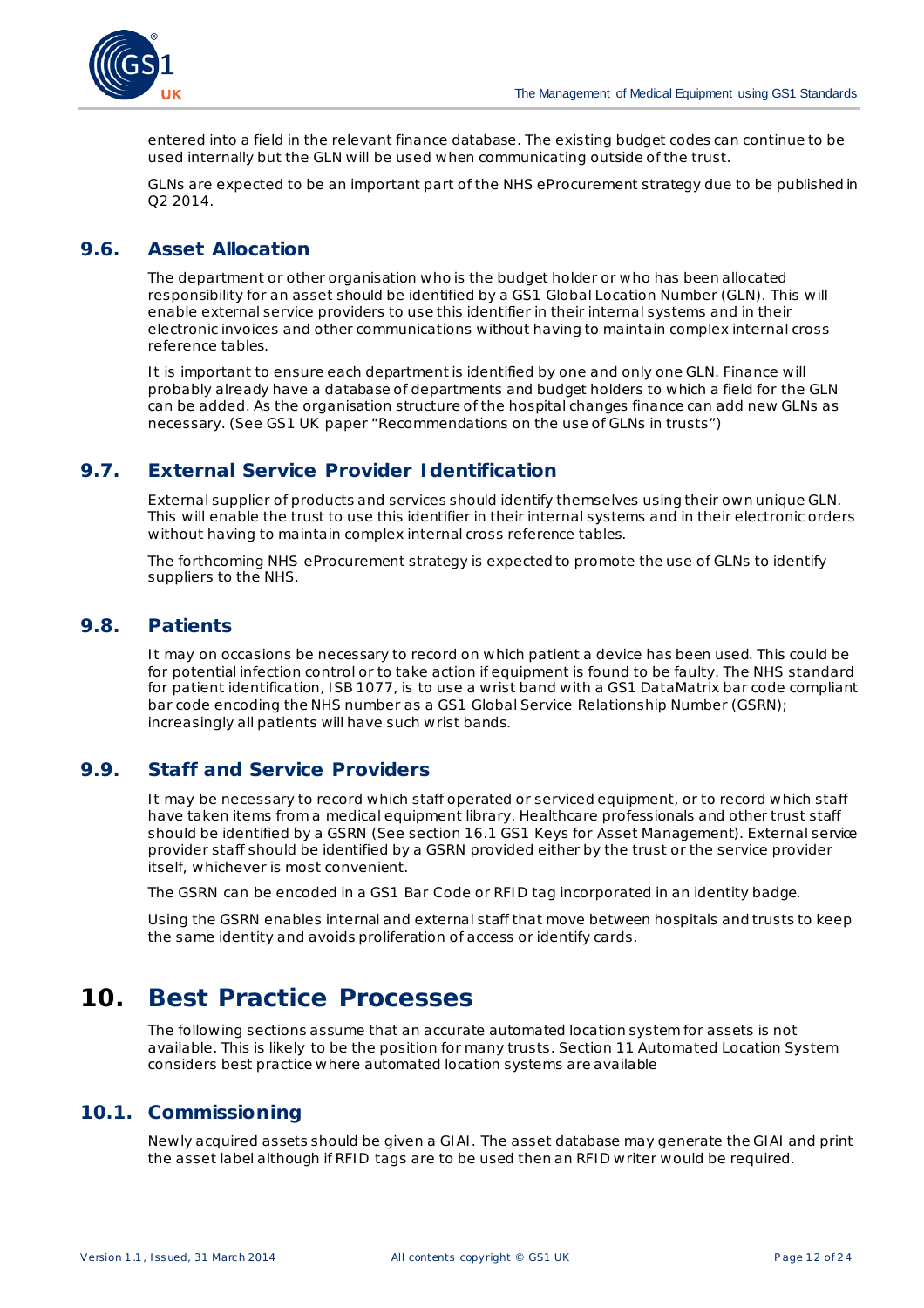entered into a field in the relevant finance database. The existing budget codes can continue to be used internally but the GLN will be used when communicating outside of the trust.

GLNs are expected to be an important part of the NHS eProcurement strategy due to be published in Q2 2014.

## 9.6. Asset Allocation

The department or other organisation who is the budget holder or who has been allocated responsibility for an asset should be identified by a GS1 Global Location Number (GLN). This will enable external service providers to use this identifier in their internal systems and in their electronic invoices and other communications without having to maintain complex internal cross reference tables.

It is important to ensure each department is identified by one and only one GLN. Finance will probably already have a database of departments and budget holders to which a field for the GLN can be added. As the organisation structure of the hospital changes finance can add new GLNs as necessary. (See GS1 UK paper "Recommendations on the use of GLNs in trusts")

## 9.7. External Service Provider Identification

External supplier of products and services should identify themselves using their own unique GLN. This will enable the trust to use this identifier in their internal systems and in their electronic orders without having to maintain complex internal cross reference tables.

The forthcoming NHS eProcurement strategy is expected to promote the use of GLNs to identify suppliers to the NHS.

## 9.8. Patients

It may on occasions be necessary to record on which patient a device has been used. This could be for potential infection control or to take action if equipment is found to be faulty. The NHS standard for patient identification, ISB 1077, is to use a wrist band with a GS1 DataMatrix bar code compliant bar code encoding the NHS number as a GS1 Global Service Relationship Number (GSRN); increasingly all patients will have such wrist bands.

## 9.9. Staff and Service Providers

It may be necessary to record which staff operated or serviced equipment, or to record which staff have taken items from a medical equipment library. Healthcare professionals and other trust staff should be identified by a GSRN (See section 16.1 GS1 Keys for Asset Management). External service provider staff should be identified by a GSRN provided either by the trust or the service provider itself, whichever is most convenient.

The GSRN can be encoded in a GS1 Bar Code or RFID tag incorporated in an identity badge.

Using the GSRN enables internal and external staff that move between hospitals and trusts to keep the same identity and avoids proliferation of access or identify cards.

# 10. Best Practice Processes

The following sections assume that an accurate automated location system for assets is not available. This is likely to be the position for many trusts. Section 11 Automated Location System considers best practice where automated location systems are available

## 10.1. Commissioning

Newly acquired assets should be given a GIAI. The asset database may generate the GIAI and print the asset label although if RFID tags are to be used then an RFID writer would be required.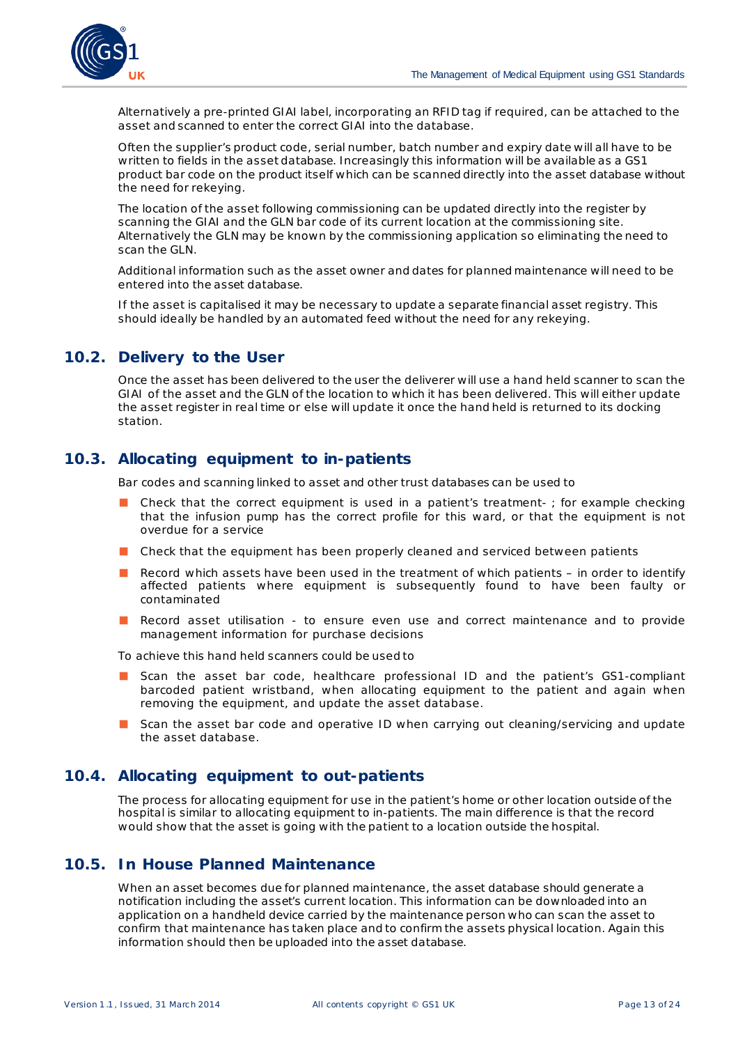Alternatively a pre-printed GIAI label, incorporating an RFID tag if required, can be attached to the asset and scanned to enter the correct GIAI into the database.

Often the supplier's product code, serial number, batch number and expiry date will all have to be written to fields in the asset database. Increasingly this information will be available as a GS1 product bar code on the product itself which can be scanned directly into the asset database without the need for rekeying.

The location of the asset following commissioning can be updated directly into the register by scanning the GIAI and the GLN bar code of its current location at the commissioning site. Alternatively the GLN may be known by the commissioning application so eliminating the need to scan the GLN.

Additional information such as the asset owner and dates for planned maintenance will need to be entered into the asset database.

If the asset is capitalised it may be necessary to update a separate financial asset registry. This should ideally be handled by an automated feed without the need for any rekeying.

## 10.2. Delivery to the User

Once the asset has been delivered to the user the deliverer will use a hand held scanner to scan the GIAI of the asset and the GLN of the location to which it has been delivered. This will either update the asset register in real time or else will update it once the hand held is returned to its docking station.

## 10.3. Allocating equipment to in-patients

Bar codes and scanning linked to asset and other trust databases can be used to

- Check that the correct equipment is used in a patient's treatment- ; for example checking that the infusion pump has the correct profile for this ward, or that the equipment is not overdue for a service
- Check that the equipment has been properly cleaned and serviced between patients
- Record which assets have been used in the treatment of which patients – in order to identify affected patients where equipment is subsequently found to have been faulty or contaminated
- Record asset utilisation - to ensure even use and correct maintenance and to provide management information for purchase decisions

To achieve this hand held scanners could be used to

- Scan the asset bar code, healthcare professional ID and the patient's GS1-compliant barcoded patient wristband, when allocating equipment to the patient and again when removing the equipment, and update the asset database.
- Scan the asset bar code and operative ID when carrying out cleaning/servicing and update the asset database.

## 10.4. Allocating equipment to out-patients

The process for allocating equipment for use in the patient's home or other location outside of the hospital is similar to allocating equipment to in-patients. The main difference is that the record would show that the asset is going with the patient to a location outside the hospital.

## 10.5. In House Planned Maintenance

When an asset becomes due for planned maintenance, the asset database should generate a notification including the asset's current location. This information can be downloaded into an application on a handheld device carried by the maintenance person who can scan the asset to confirm that maintenance has taken place and to confirm the assets physical location. Again this information should then be uploaded into the asset database.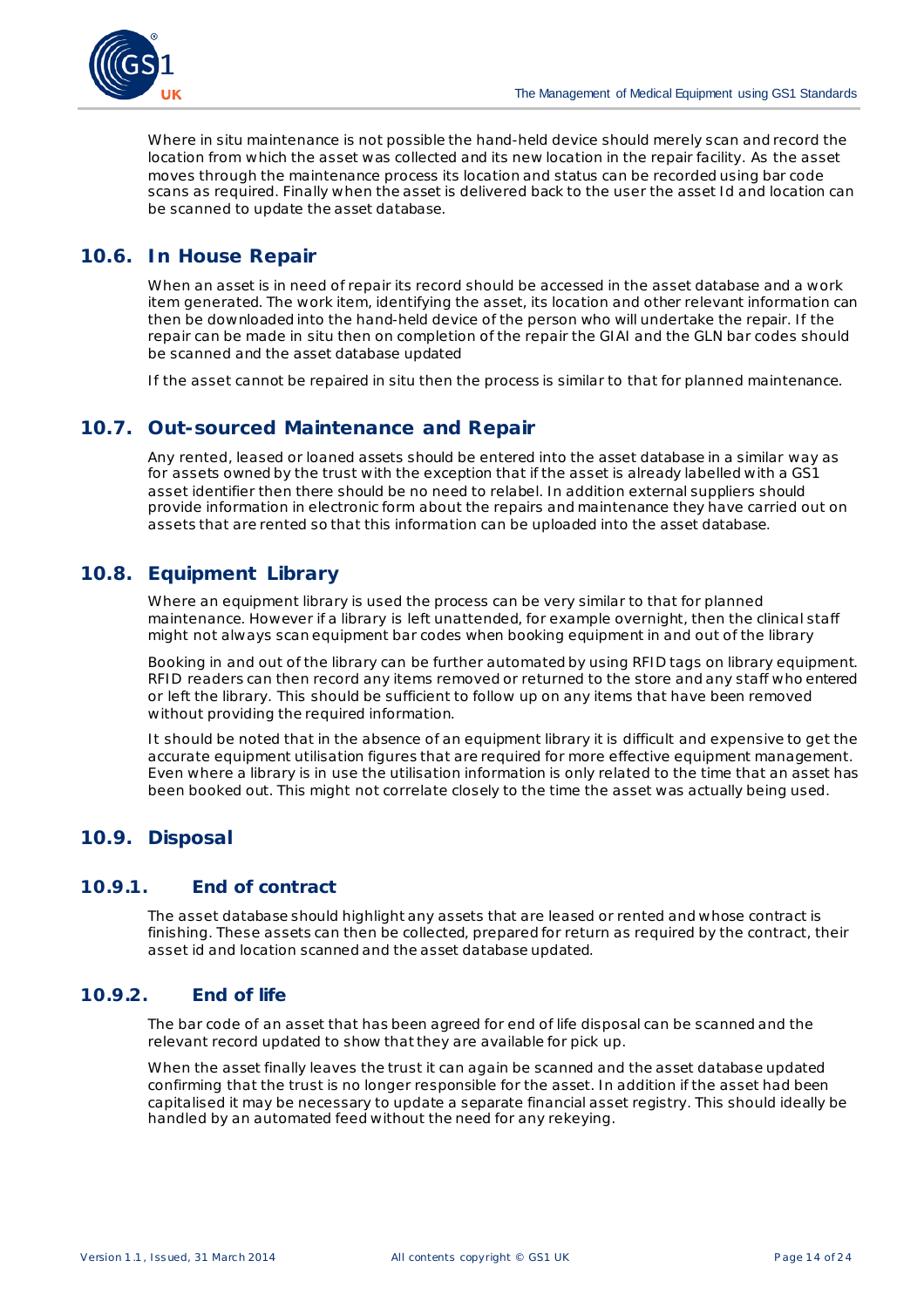Where in situ maintenance is not possible the hand-held device should merely scan and record the location from which the asset was collected and its new location in the repair facility. As the asset moves through the maintenance process its location and status can be recorded using bar code scans as required. Finally when the asset is delivered back to the user the asset Id and location can be scanned to update the asset database.

## 10.6. In House Repair

When an asset is in need of repair its record should be accessed in the asset database and a work item generated. The work item, identifying the asset, its location and other relevant information can then be downloaded into the hand-held device of the person who will undertake the repair. If the repair can be made in situ then on completion of the repair the GIAI and the GLN bar codes should be scanned and the asset database updated

If the asset cannot be repaired in situ then the process is similar to that for planned maintenance.

## 10.7. Out-sourced Maintenance and Repair

Any rented, leased or loaned assets should be entered into the asset database in a similar way as for assets owned by the trust with the exception that if the asset is already labelled with a GS1 asset identifier then there should be no need to relabel. In addition external suppliers should provide information in electronic form about the repairs and maintenance they have carried out on assets that are rented so that this information can be uploaded into the asset database.

## 10.8. Equipment Library

Where an equipment library is used the process can be very similar to that for planned maintenance. However if a library is left unattended, for example overnight, then the clinical staff might not always scan equipment bar codes when booking equipment in and out of the library

Booking in and out of the library can be further automated by using RFID tags on library equipment. RFID readers can then record any items removed or returned to the store and any staff who entered or left the library. This should be sufficient to follow up on any items that have been removed without providing the required information.

It should be noted that in the absence of an equipment library it is difficult and expensive to get the accurate equipment utilisation figures that are required for more effective equipment management. Even where a library is in use the utilisation information is only related to the time that an asset has been booked out. This might not correlate closely to the time the asset was actually being used.

## 10.9. Disposal

### 10.9.1. End of contract

The asset database should highlight any assets that are leased or rented and whose contract is finishing. These assets can then be collected, prepared for return as required by the contract, their asset id and location scanned and the asset database updated.

### 10.9.2. End of life

The bar code of an asset that has been agreed for end of life disposal can be scanned and the relevant record updated to show that they are available for pick up.

When the asset finally leaves the trust it can again be scanned and the asset database updated confirming that the trust is no longer responsible for the asset. In addition if the asset had been capitalised it may be necessary to update a separate financial asset registry. This should ideally be handled by an automated feed without the need for any rekeying.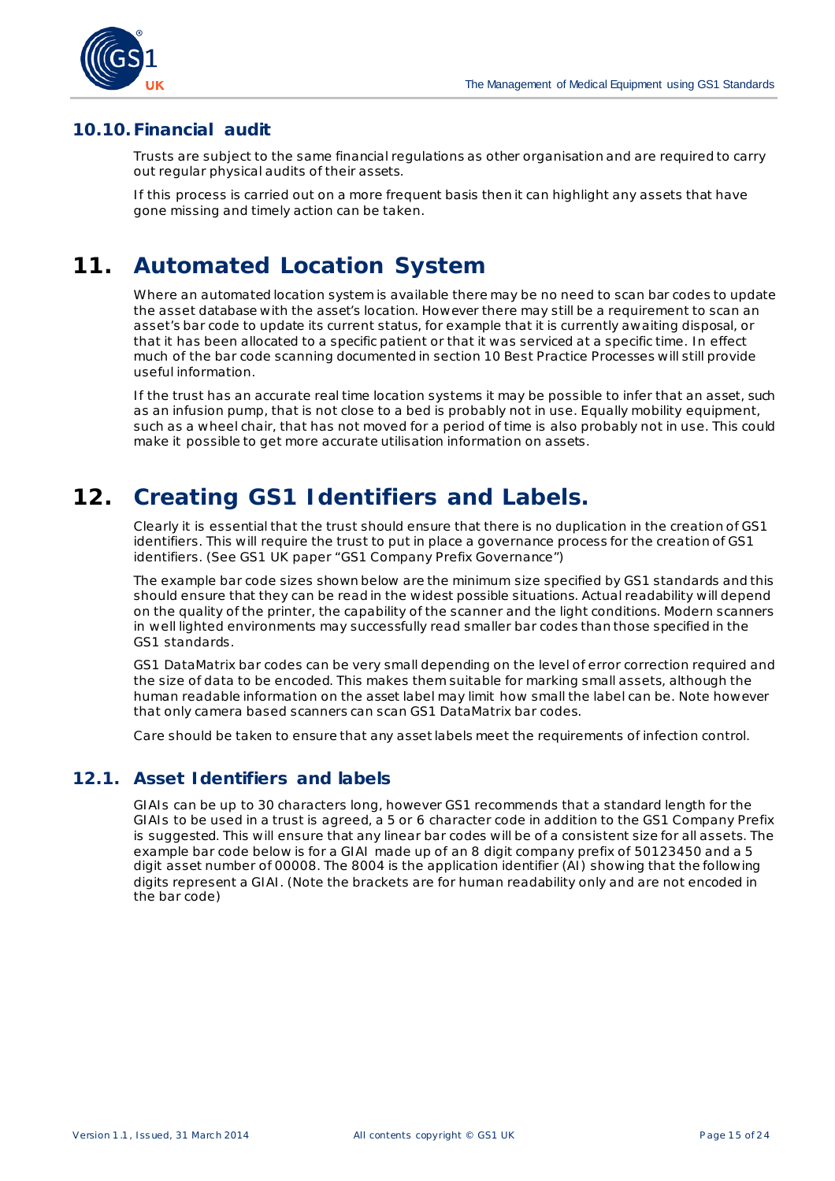### 10.10. Financial audit

Trusts are subject to the same financial regulations as other organisation and are required to carry out regular physical audits of their assets.

If this process is carried out on a more frequent basis then it can highlight any assets that have gone missing and timely action can be taken.

# 11. Automated Location System

Where an automated location system is available there may be no need to scan bar codes to update the asset database with the asset's location. However there may still be a requirement to scan an asset's bar code to update its current status, for example that it is currently awaiting disposal, or that it has been allocated to a specific patient or that it was serviced at a specific time. In effect much of the bar code scanning documented in section 10 Best Practice Processes will still provide useful information.

If the trust has an accurate real time location systems it may be possible to infer that an asset, such as an infusion pump, that is not close to a bed is probably not in use. Equally mobility equipment, such as a wheel chair, that has not moved for a period of time is also probably not in use. This could make it possible to get more accurate utilisation information on assets.

# 12. Creating GS1 Identifiers and Labels.

Clearly it is essential that the trust should ensure that there is no duplication in the creation of GS1 identifiers. This will require the trust to put in place a governance process for the creation of GS1 identifiers. (See GS1 UK paper "GS1 Company Prefix Governance")

The example bar code sizes shown below are the minimum size specified by GS1 standards and this should ensure that they can be read in the widest possible situations. Actual readability will depend on the quality of the printer, the capability of the scanner and the light conditions. Modern scanners in well lighted environments may successfully read smaller bar codes than those specified in the GS1 standards.

GS1 DataMatrix bar codes can be very small depending on the level of error correction required and the size of data to be encoded. This makes them suitable for marking small assets, although the human readable information on the asset label may limit how small the label can be. Note however that only camera based scanners can scan GS1 DataMatrix bar codes.

Care should be taken to ensure that any asset labels meet the requirements of infection control.

## 12.1. Asset Identifiers and labels

GIAIs can be up to 30 characters long, however GS1 recommends that a standard length for the GIAIs to be used in a trust is agreed, a 5 or 6 character code in addition to the GS1 Company Prefix is suggested. This will ensure that any linear bar codes will be of a consistent size for all assets. The example bar code below is for a GIAI made up of an 8 digit company prefix of 50123450 and a 5 digit asset number of 00008. The 8004 is the application identifier (AI) showing that the following digits represent a GIAI. (Note the brackets are for human readability only and are not encoded in the bar code)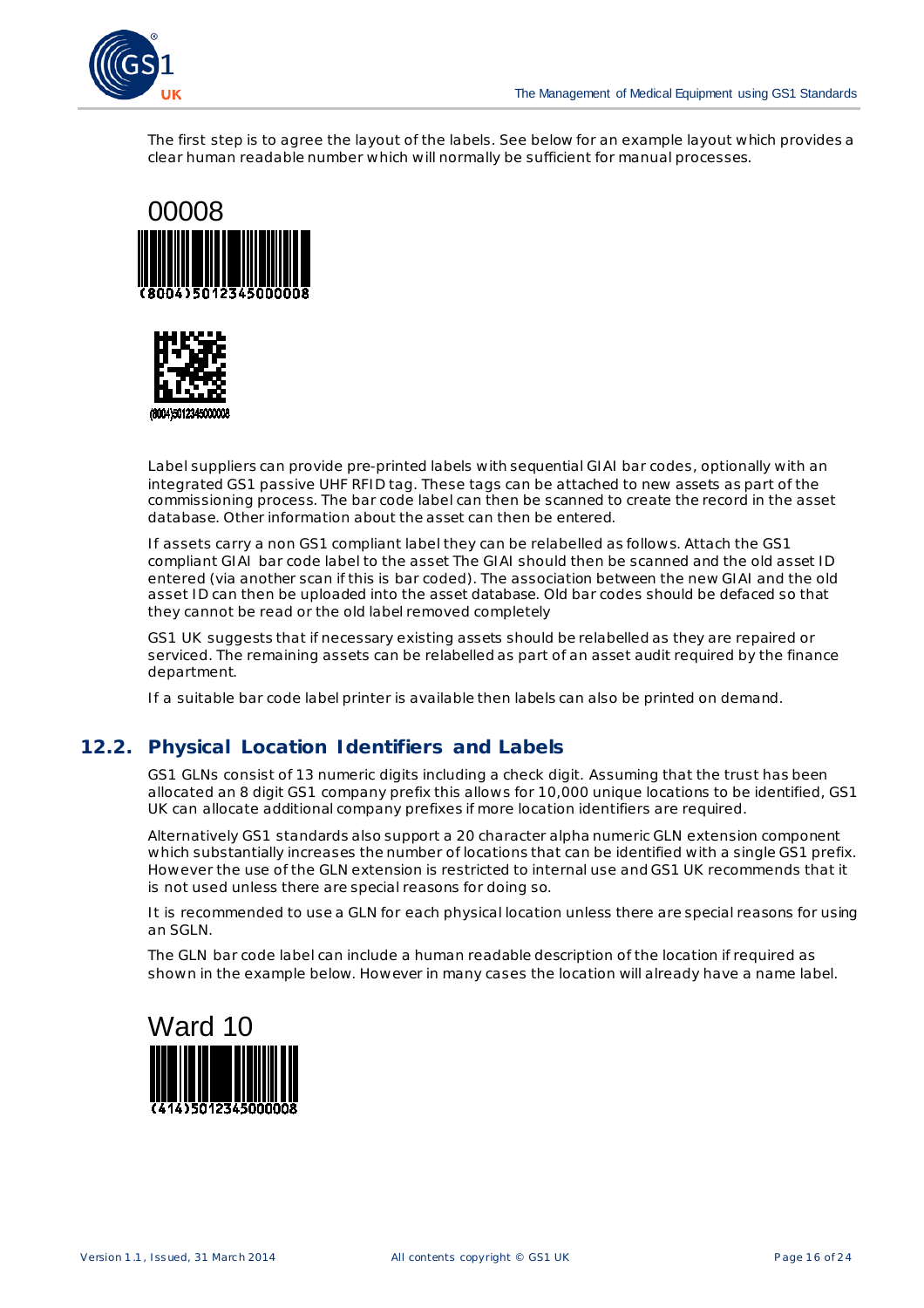The first step is to agree the layout of the labels. See below for an example layout which provides a clear human readable number which will normally be sufficient for manual processes.

00008

(8004)5012345000008

(8004)5012345000008

Label suppliers can provide pre-printed labels with sequential GIAI bar codes, optionally with an integrated GS1 passive UHF RFID tag. These tags can be attached to new assets as part of the commissioning process. The bar code label can then be scanned to create the record in the asset database. Other information about the asset can then be entered.

If assets carry a non GS1 compliant label they can be relabelled as follows. Attach the GS1 compliant GIAI bar code label to the asset The GIAI should then be scanned and the old asset ID entered (via another scan if this is bar coded). The association between the new GIAI and the old asset ID can then be uploaded into the asset database. Old bar codes should be defaced so that they cannot be read or the old label removed completely

GS1 UK suggests that if necessary existing assets should be relabelled as they are repaired or serviced. The remaining assets can be relabelled as part of an asset audit required by the finance department.

If a suitable bar code label printer is available then labels can also be printed on demand.

## 12.2. Physical Location Identifiers and Labels

GS1 GLNs consist of 13 numeric digits including a check digit. Assuming that the trust has been allocated an 8 digit GS1 company prefix this allows for 10,000 unique locations to be identified, GS1 UK can allocate additional company prefixes if more location identifiers are required.

Alternatively GS1 standards also support a 20 character alpha numeric GLN extension component which substantially increases the number of locations that can be identified with a single GS1 prefix. However the use of the GLN extension is restricted to internal use and GS1 UK recommends that it is not used unless there are special reasons for doing so.

It is recommended to use a GLN for each physical location unless there are special reasons for using an SGLN.

The GLN bar code label can include a human readable description of the location if required as shown in the example below. However in many cases the location will already have a name label.

Ward 10

(414)5012345000008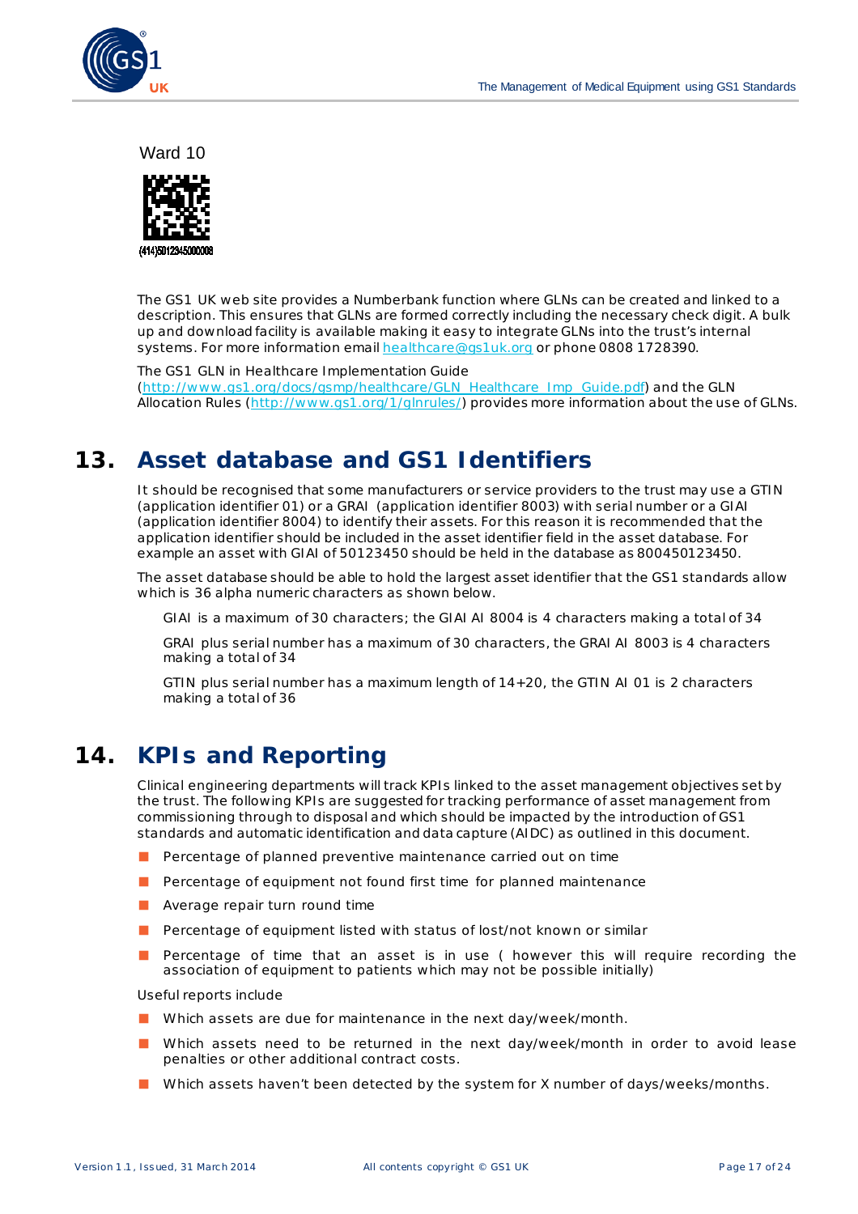Ward 10

(414)5012345000008

The GS1 UK web site provides a Numberbank function where GLNs can be created and linked to a description. This ensures that GLNs are formed correctly including the necessary check digit. A bulk up and download facility is available making it easy to integrate GLNs into the trust's internal systems. For more information email healthcare@gs1uk.org or phone 0808 1728390.

The GS1 GLN in Healthcare Implementation Guide (http://www.gs1.org/docs/gsmp/healthcare/GLN_Healthcare_Imp_Guide.pdf) and the GLN Allocation Rules (http://www.gs1.org/1/glnrules/) provides more information about the use of GLNs.

# 13. Asset database and GS1 Identifiers

It should be recognised that some manufacturers or service providers to the trust may use a GTIN (application identifier 01) or a GRAI (application identifier 8003) with serial number or a GIAI (application identifier 8004) to identify their assets. For this reason it is recommended that the application identifier should be included in the asset identifier field in the asset database. For example an asset with GIAI of 50123450 should be held in the database as 800450123450.

The asset database should be able to hold the largest asset identifier that the GS1 standards allow which is 36 alpha numeric characters as shown below.

GIAI is a maximum of 30 characters; the GIAI AI 8004 is 4 characters making a total of 34

GRAI plus serial number has a maximum of 30 characters, the GRAI AI 8003 is 4 characters making a total of 34

GTIN plus serial number has a maximum length of 14+20, the GTIN AI 01 is 2 characters making a total of 36

# 14. KPIs and Reporting

Clinical engineering departments will track KPIs linked to the asset management objectives set by the trust. The following KPIs are suggested for tracking performance of asset management from commissioning through to disposal and which should be impacted by the introduction of GS1 standards and automatic identification and data capture (AIDC) as outlined in this document.

- Percentage of planned preventive maintenance carried out on time
- Percentage of equipment not found first time for planned maintenance
- Average repair turn round time
- Percentage of equipment listed with status of lost/not known or similar
- Percentage of time that an asset is in use ( however this will require recording the association of equipment to patients which may not be possible initially)

Useful reports include

- Which assets are due for maintenance in the next day/week/month.
- Which assets need to be returned in the next day/week/month in order to avoid lease penalties or other additional contract costs.
- Which assets haven't been detected by the system for X number of days/weeks/months.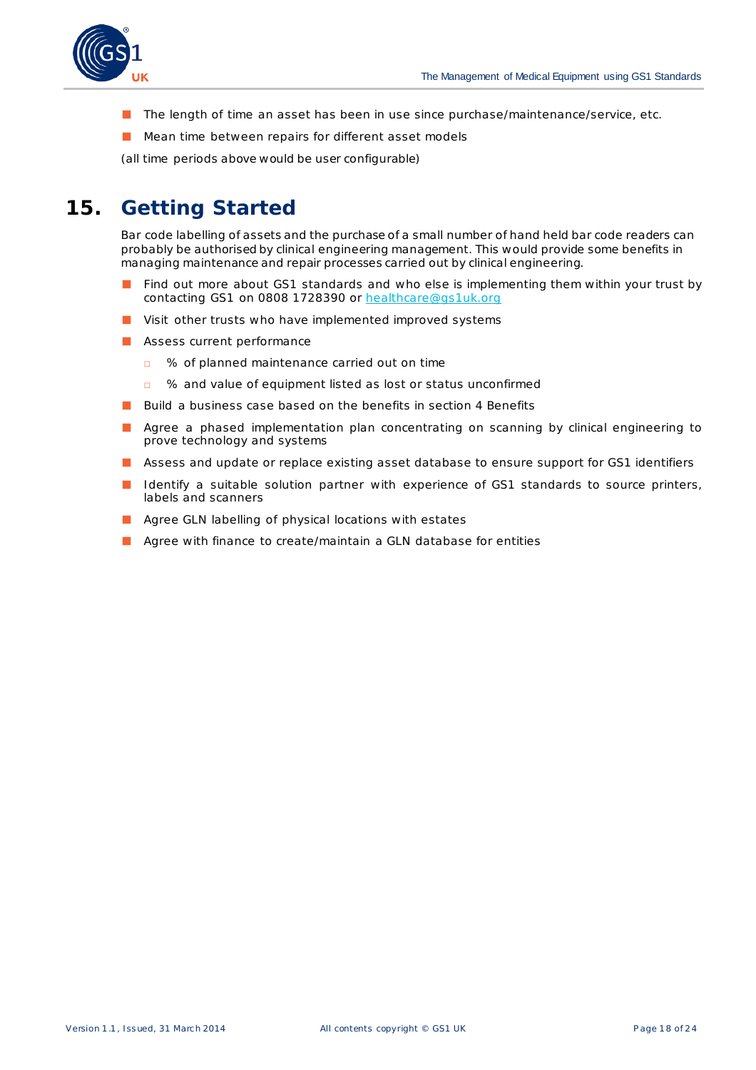- The length of time an asset has been in use since purchase/maintenance/service, etc.
- Mean time between repairs for different asset models

(all time periods above would be user configurable)

# 15. Getting Started

Bar code labelling of assets and the purchase of a small number of hand held bar code readers can probably be authorised by clinical engineering management. This would provide some benefits in managing maintenance and repair processes carried out by clinical engineering.

- Find out more about GS1 standards and who else is implementing them within your trust by contacting GS1 on 0808 1728390 or healthcare@gs1uk.org
- Visit other trusts who have implemented improved systems
- Assess current performance
  - % of planned maintenance carried out on time
  - % and value of equipment listed as lost or status unconfirmed
- Build a business case based on the benefits in section 4 Benefits
- Agree a phased implementation plan concentrating on scanning by clinical engineering to prove technology and systems
- Assess and update or replace existing asset database to ensure support for GS1 identifiers
- Identify a suitable solution partner with experience of GS1 standards to source printers, labels and scanners
- Agree GLN labelling of physical locations with estates
- Agree with finance to create/maintain a GLN database for entities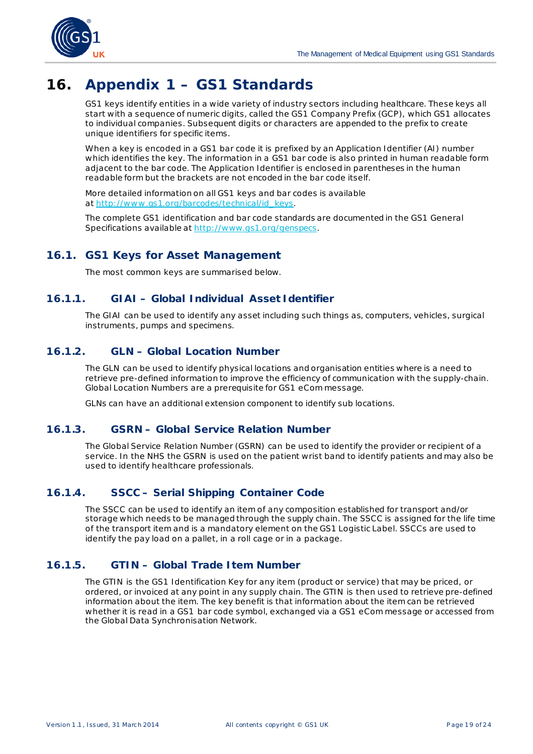# 16. Appendix 1 – GS1 Standards

GS1 keys identify entities in a wide variety of industry sectors including healthcare. These keys all start with a sequence of numeric digits, called the GS1 Company Prefix (GCP), which GS1 allocates to individual companies. Subsequent digits or characters are appended to the prefix to create unique identifiers for specific items.

When a key is encoded in a GS1 bar code it is prefixed by an Application Identifier (AI) number which identifies the key. The information in a GS1 bar code is also printed in human readable form adjacent to the bar code. The Application Identifier is enclosed in parentheses in the human readable form but the brackets are not encoded in the bar code itself.

More detailed information on all GS1 keys and bar codes is available at http://www.gs1.org/barcodes/technical/id_keys.

The complete GS1 identification and bar code standards are documented in the GS1 General Specifications available at http://www.gs1.org/genspecs.

## 16.1. GS1 Keys for Asset Management

The most common keys are summarised below.

### 16.1.1. GIAI – Global Individual Asset Identifier

The GIAI can be used to identify any asset including such things as, computers, vehicles, surgical instruments, pumps and specimens.

### 16.1.2. GLN – Global Location Number

The GLN can be used to identify physical locations and organisation entities where is a need to retrieve pre-defined information to improve the efficiency of communication with the supply-chain. Global Location Numbers are a prerequisite for GS1 eCom message.

GLNs can have an additional extension component to identify sub locations.

### 16.1.3. GSRN – Global Service Relation Number

The Global Service Relation Number (GSRN) can be used to identify the provider or recipient of a service. In the NHS the GSRN is used on the patient wrist band to identify patients and may also be used to identify healthcare professionals.

### 16.1.4. SSCC – Serial Shipping Container Code

The SSCC can be used to identify an item of any composition established for transport and/or storage which needs to be managed through the supply chain. The SSCC is assigned for the life time of the transport item and is a mandatory element on the GS1 Logistic Label. SSCCs are used to identify the pay load on a pallet, in a roll cage or in a package.

### 16.1.5. GTIN – Global Trade Item Number

The GTIN is the GS1 Identification Key for any item (product or service) that may be priced, or ordered, or invoiced at any point in any supply chain. The GTIN is then used to retrieve pre-defined information about the item. The key benefit is that information about the item can be retrieved whether it is read in a GS1 bar code symbol, exchanged via a GS1 eCom message or accessed from the Global Data Synchronisation Network.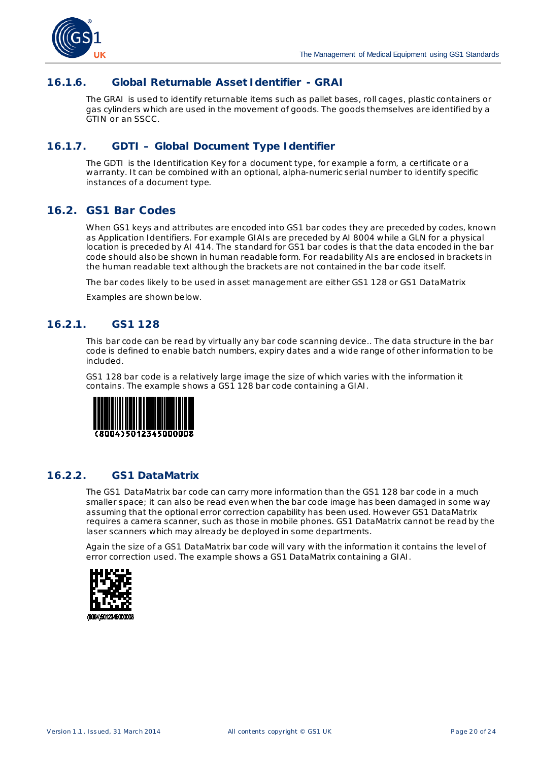### 16.1.6. Global Returnable Asset Identifier - GRAI

The GRAI is used to identify returnable items such as pallet bases, roll cages, plastic containers or gas cylinders which are used in the movement of goods. The goods themselves are identified by a GTIN or an SSCC.

### 16.1.7. GDTI – Global Document Type Identifier

The GDTI is the Identification Key for a document type, for example a form, a certificate or a warranty. It can be combined with an optional, alpha-numeric serial number to identify specific instances of a document type.

## 16.2. GS1 Bar Codes

When GS1 keys and attributes are encoded into GS1 bar codes they are preceded by codes, known as Application Identifiers. For example GIAIs are preceded by AI 8004 while a GLN for a physical location is preceded by AI 414. The standard for GS1 bar codes is that the data encoded in the bar code should also be shown in human readable form. For readability AIs are enclosed in brackets in the human readable text although the brackets are not contained in the bar code itself.

The bar codes likely to be used in asset management are either GS1 128 or GS1 DataMatrix

Examples are shown below.

### 16.2.1. GS1 128

This bar code can be read by virtually any bar code scanning device.. The data structure in the bar code is defined to enable batch numbers, expiry dates and a wide range of other information to be included.

GS1 128 bar code is a relatively large image the size of which varies with the information it contains. The example shows a GS1 128 bar code containing a GIAI.

(8004)5012345000008

### 16.2.2. GS1 DataMatrix

The GS1 DataMatrix bar code can carry more information than the GS1 128 bar code in a much smaller space; it can also be read even when the bar code image has been damaged in some way assuming that the optional error correction capability has been used. However GS1 DataMatrix requires a camera scanner, such as those in mobile phones. GS1 DataMatrix cannot be read by the laser scanners which may already be deployed in some departments.

Again the size of a GS1 DataMatrix bar code will vary with the information it contains the level of error correction used. The example shows a GS1 DataMatrix containing a GIAI.

(8004)5012345000008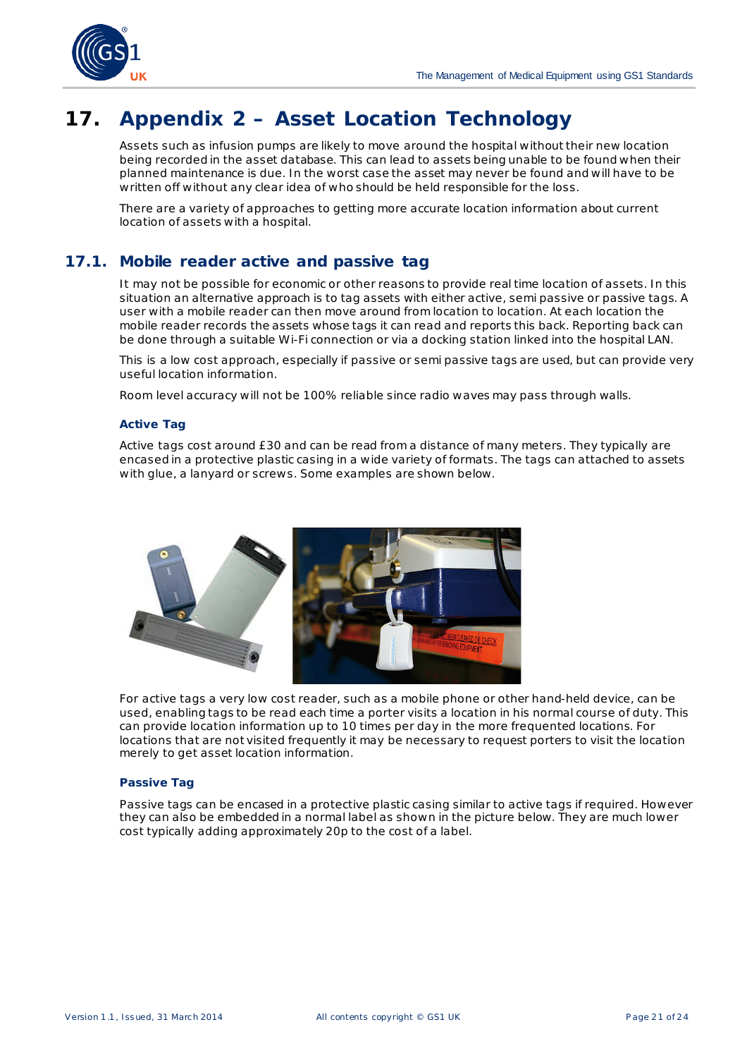# 17. Appendix 2 – Asset Location Technology

Assets such as infusion pumps are likely to move around the hospital without their new location being recorded in the asset database. This can lead to assets being unable to be found when their planned maintenance is due. In the worst case the asset may never be found and will have to be written off without any clear idea of who should be held responsible for the loss.

There are a variety of approaches to getting more accurate location information about current location of assets with a hospital.

## 17.1. Mobile reader active and passive tag

It may not be possible for economic or other reasons to provide real time location of assets. In this situation an alternative approach is to tag assets with either active, semi passive or passive tags. A user with a mobile reader can then move around from location to location. At each location the mobile reader records the assets whose tags it can read and reports this back. Reporting back can be done through a suitable Wi-Fi connection or via a docking station linked into the hospital LAN.

This is a low cost approach, especially if passive or semi passive tags are used, but can provide very useful location information.

Room level accuracy will not be 100% reliable since radio waves may pass through walls.

### Active Tag

Active tags cost around £30 and can be read from a distance of many meters. They typically are encased in a protective plastic casing in a wide variety of formats. The tags can attached to assets with glue, a lanyard or screws. Some examples are shown below.

For active tags a very low cost reader, such as a mobile phone or other hand-held device, can be used, enabling tags to be read each time a porter visits a location in his normal course of duty. This can provide location information up to 10 times per day in the more frequented locations. For locations that are not visited frequently it may be necessary to request porters to visit the location merely to get asset location information.

### Passive Tag

Passive tags can be encased in a protective plastic casing similar to active tags if required. However they can also be embedded in a normal label as shown in the picture below. They are much lower cost typically adding approximately 20p to the cost of a label.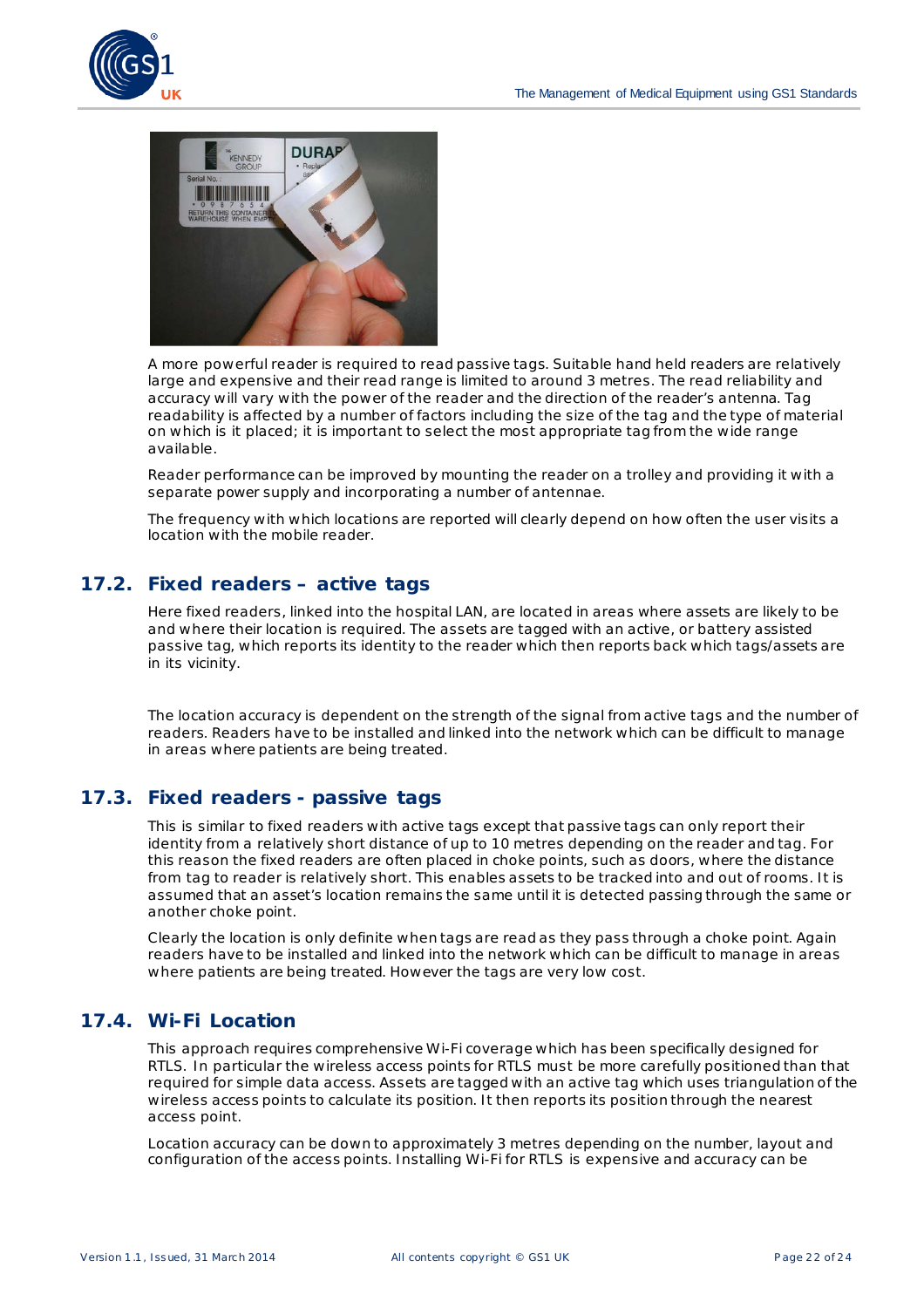A more powerful reader is required to read passive tags. Suitable hand held readers are relatively large and expensive and their read range is limited to around 3 metres. The read reliability and accuracy will vary with the power of the reader and the direction of the reader's antenna. Tag readability is affected by a number of factors including the size of the tag and the type of material on which is it placed; it is important to select the most appropriate tag from the wide range available.

Reader performance can be improved by mounting the reader on a trolley and providing it with a separate power supply and incorporating a number of antennae.

The frequency with which locations are reported will clearly depend on how often the user visits a location with the mobile reader.

## 17.2. Fixed readers – active tags

Here fixed readers, linked into the hospital LAN, are located in areas where assets are likely to be and where their location is required. The assets are tagged with an active, or battery assisted passive tag, which reports its identity to the reader which then reports back which tags/assets are in its vicinity.

The location accuracy is dependent on the strength of the signal from active tags and the number of readers. Readers have to be installed and linked into the network which can be difficult to manage in areas where patients are being treated.

## 17.3. Fixed readers - passive tags

This is similar to fixed readers with active tags except that passive tags can only report their identity from a relatively short distance of up to 10 metres depending on the reader and tag. For this reason the fixed readers are often placed in choke points, such as doors, where the distance from tag to reader is relatively short. This enables assets to be tracked into and out of rooms. It is assumed that an asset's location remains the same until it is detected passing through the same or another choke point.

Clearly the location is only definite when tags are read as they pass through a choke point. Again readers have to be installed and linked into the network which can be difficult to manage in areas where patients are being treated. However the tags are very low cost.

## 17.4. Wi-Fi Location

This approach requires comprehensive Wi-Fi coverage which has been specifically designed for RTLS. In particular the wireless access points for RTLS must be more carefully positioned than that required for simple data access. Assets are tagged with an active tag which uses triangulation of the wireless access points to calculate its position. It then reports its position through the nearest access point.

Location accuracy can be down to approximately 3 metres depending on the number, layout and configuration of the access points. Installing Wi-Fi for RTLS is expensive and accuracy can be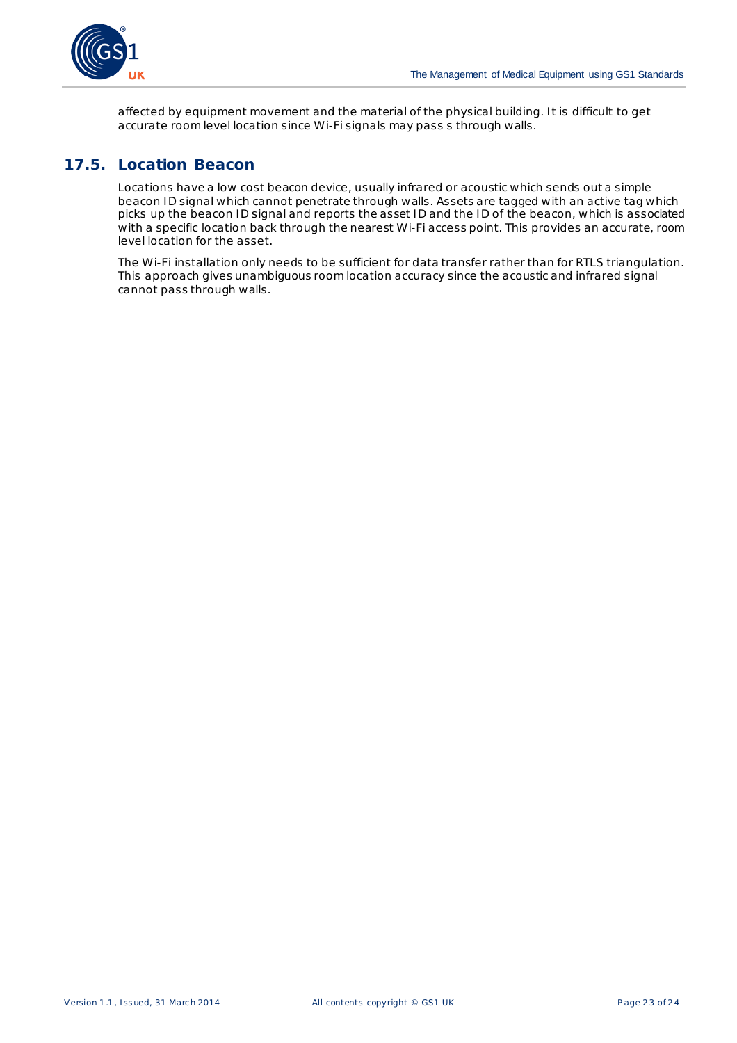affected by equipment movement and the material of the physical building. It is difficult to get accurate room level location since Wi-Fi signals may pass s through walls.

## 17.5. Location Beacon

Locations have a low cost beacon device, usually infrared or acoustic which sends out a simple beacon ID signal which cannot penetrate through walls. Assets are tagged with an active tag which picks up the beacon ID signal and reports the asset ID and the ID of the beacon, which is associated with a specific location back through the nearest Wi-Fi access point. This provides an accurate, room level location for the asset.

The Wi-Fi installation only needs to be sufficient for data transfer rather than for RTLS triangulation. This approach gives unambiguous room location accuracy since the acoustic and infrared signal cannot pass through walls.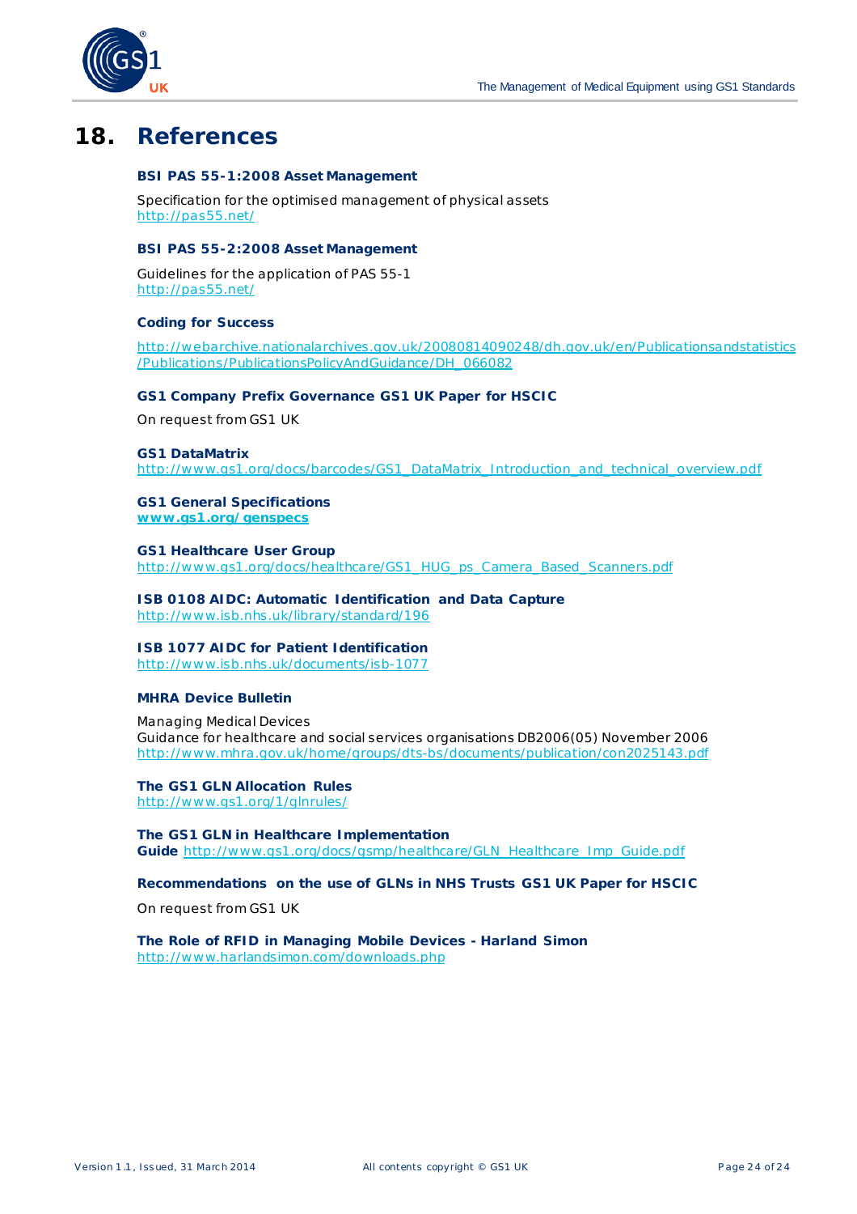# 18. References

**BSI PAS 55-1:2008 Asset Management**

Specification for the optimised management of physical assets
http://pas55.net/

**BSI PAS 55-2:2008 Asset Management**

Guidelines for the application of PAS 55-1
http://pas55.net/

**Coding for Success**

http://webarchive.nationalarchives.gov.uk/20080814090248/dh.gov.uk/en/Publicationsandstatistics/Publications/PublicationsPolicyAndGuidance/DH_066082

**GS1 Company Prefix Governance GS1 UK Paper for HSCIC**

On request from GS1 UK

**GS1 DataMatrix**
http://www.gs1.org/docs/barcodes/GS1_DataMatrix_Introduction_and_technical_overview.pdf

**GS1 General Specifications**
**www.gs1.org/genspecs**

**GS1 Healthcare User Group**
http://www.gs1.org/docs/healthcare/GS1_HUG_ps_Camera_Based_Scanners.pdf

**ISB 0108 AIDC: Automatic Identification and Data Capture**
http://www.isb.nhs.uk/library/standard/196

**ISB 1077 AIDC for Patient Identification**
http://www.isb.nhs.uk/documents/isb-1077

**MHRA Device Bulletin**

Managing Medical Devices
Guidance for healthcare and social services organisations DB2006(05) November 2006
http://www.mhra.gov.uk/home/groups/dts-bs/documents/publication/con2025143.pdf

**The GS1 GLN Allocation Rules**
http://www.gs1.org/1/glnrules/

**The GS1 GLN in Healthcare Implementation Guide** http://www.gs1.org/docs/gsmp/healthcare/GLN_Healthcare_Imp_Guide.pdf

**Recommendations on the use of GLNs in NHS Trusts GS1 UK Paper for HSCIC**

On request from GS1 UK

**The Role of RFID in Managing Mobile Devices - Harland Simon**
http://www.harlandsimon.com/downloads.php